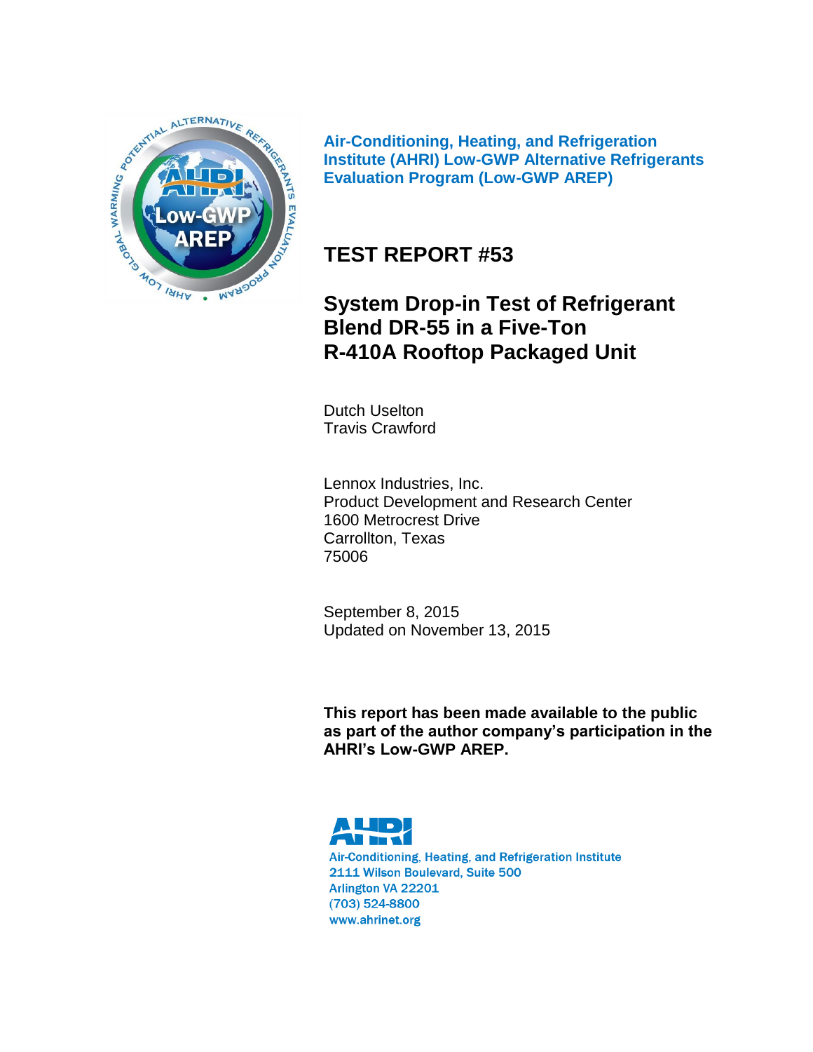**Air-Conditioning, Heating, and Refrigeration Institute (AHRI) Low-GWP Alternative Refrigerants Evaluation Program (Low-GWP AREP)**

# TEST REPORT #53

## System Drop-in Test of Refrigerant Blend DR-55 in a Five-Ton R-410A Rooftop Packaged Unit

Dutch Uselton
Travis Crawford

Lennox Industries, Inc.
Product Development and Research Center
1600 Metrocrest Drive
Carrollton, Texas
75006

September 8, 2015
Updated on November 13, 2015

**This report has been made available to the public as part of the author company's participation in the AHRI's Low-GWP AREP.**

Air-Conditioning, Heating, and Refrigeration Institute
2111 Wilson Boulevard, Suite 500
Arlington VA 22201
(703) 524-8800
www.ahrinet.org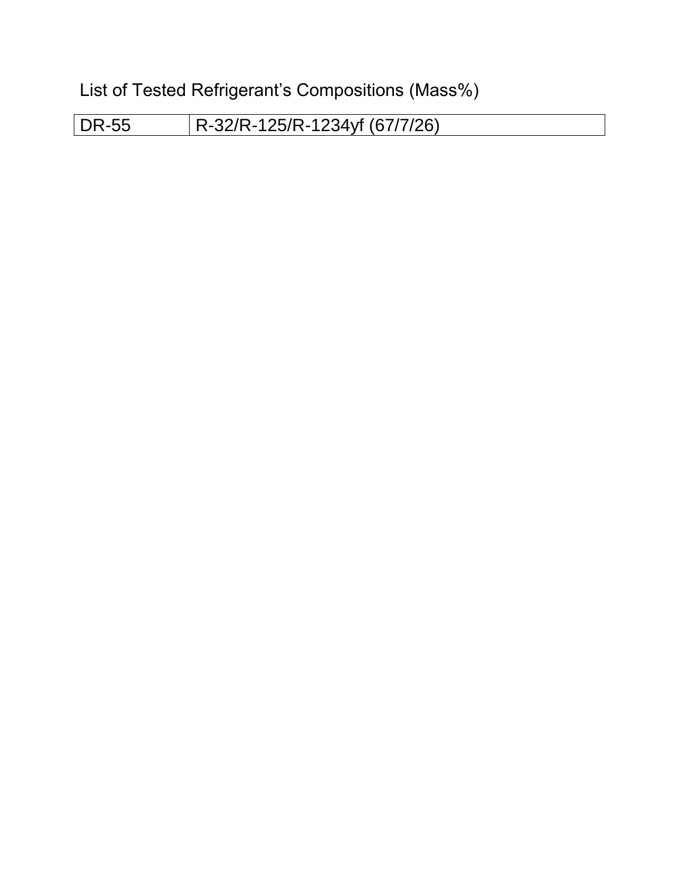# List of Tested Refrigerant's Compositions (Mass%)

| | |
|---|---|
| DR-55 | R-32/R-125/R-1234yf (67/7/26) |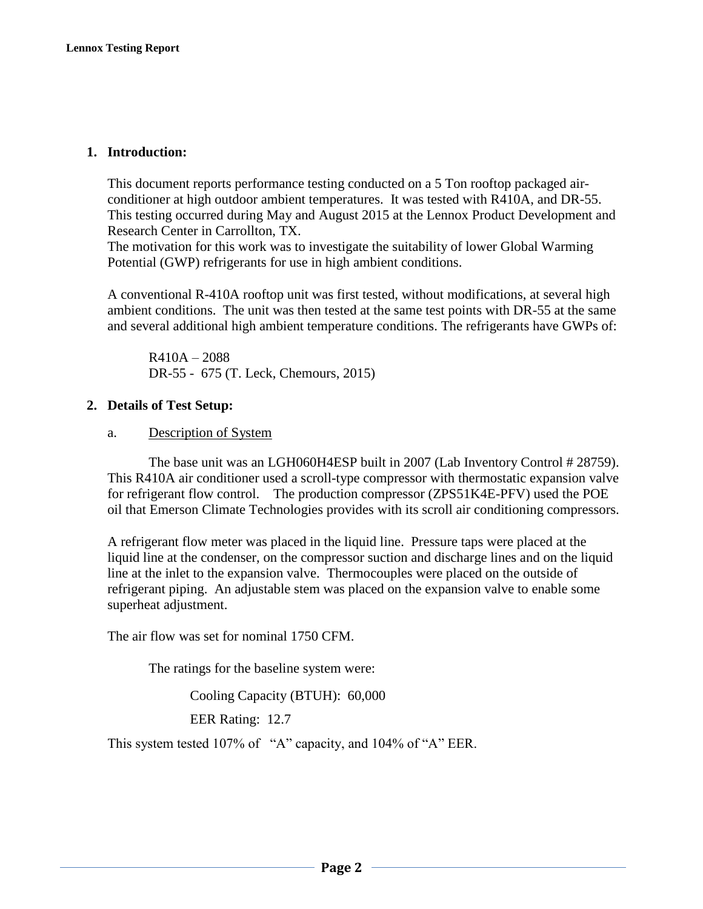## 1. Introduction:

This document reports performance testing conducted on a 5 Ton rooftop packaged air-conditioner at high outdoor ambient temperatures. It was tested with R410A, and DR-55. This testing occurred during May and August 2015 at the Lennox Product Development and Research Center in Carrollton, TX.

The motivation for this work was to investigate the suitability of lower Global Warming Potential (GWP) refrigerants for use in high ambient conditions.

A conventional R-410A rooftop unit was first tested, without modifications, at several high ambient conditions. The unit was then tested at the same test points with DR-55 at the same and several additional high ambient temperature conditions. The refrigerants have GWPs of:

R410A – 2088
DR-55 - 675 (T. Leck, Chemours, 2015)

## 2. Details of Test Setup:

### a. Description of System

The base unit was an LGH060H4ESP built in 2007 (Lab Inventory Control # 28759). This R410A air conditioner used a scroll-type compressor with thermostatic expansion valve for refrigerant flow control. The production compressor (ZPS51K4E-PFV) used the POE oil that Emerson Climate Technologies provides with its scroll air conditioning compressors.

A refrigerant flow meter was placed in the liquid line. Pressure taps were placed at the liquid line at the condenser, on the compressor suction and discharge lines and on the liquid line at the inlet to the expansion valve. Thermocouples were placed on the outside of refrigerant piping. An adjustable stem was placed on the expansion valve to enable some superheat adjustment.

The air flow was set for nominal 1750 CFM.

The ratings for the baseline system were:

Cooling Capacity (BTUH): 60,000

EER Rating: 12.7

This system tested 107% of "A" capacity, and 104% of "A" EER.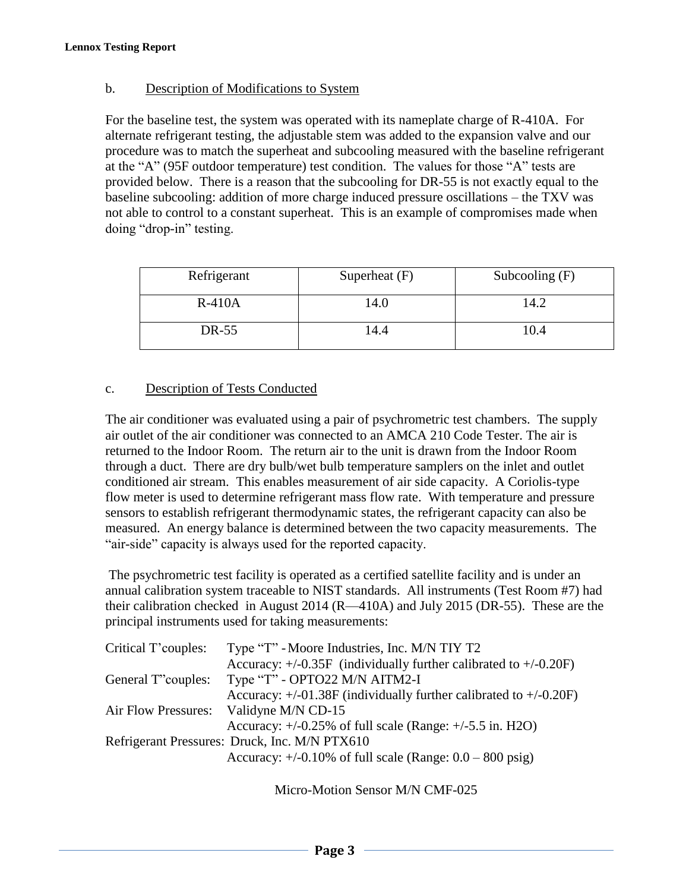## b. Description of Modifications to System

For the baseline test, the system was operated with its nameplate charge of R-410A. For alternate refrigerant testing, the adjustable stem was added to the expansion valve and our procedure was to match the superheat and subcooling measured with the baseline refrigerant at the "A" (95F outdoor temperature) test condition. The values for those "A" tests are provided below. There is a reason that the subcooling for DR-55 is not exactly equal to the baseline subcooling: addition of more charge induced pressure oscillations – the TXV was not able to control to a constant superheat. This is an example of compromises made when doing "drop-in" testing.

| Refrigerant | Superheat (F) | Subcooling (F) |
|---|---|---|
| R-410A | 14.0 | 14.2 |
| DR-55 | 14.4 | 10.4 |

## c. Description of Tests Conducted

The air conditioner was evaluated using a pair of psychrometric test chambers. The supply air outlet of the air conditioner was connected to an AMCA 210 Code Tester. The air is returned to the Indoor Room. The return air to the unit is drawn from the Indoor Room through a duct. There are dry bulb/wet bulb temperature samplers on the inlet and outlet conditioned air stream. This enables measurement of air side capacity. A Coriolis-type flow meter is used to determine refrigerant mass flow rate. With temperature and pressure sensors to establish refrigerant thermodynamic states, the refrigerant capacity can also be measured. An energy balance is determined between the two capacity measurements. The "air-side" capacity is always used for the reported capacity.

The psychrometric test facility is operated as a certified satellite facility and is under an annual calibration system traceable to NIST standards. All instruments (Test Room #7) had their calibration checked in August 2014 (R—410A) and July 2015 (DR-55). These are the principal instruments used for taking measurements:

Critical T'couples: Type "T" - Moore Industries, Inc. M/N TIY T2
Accuracy: +/-0.35F (individually further calibrated to +/-0.20F)

General T"couples: Type "T" - OPTO22 M/N AITM2-I
Accuracy: +/-01.38F (individually further calibrated to +/-0.20F)

Air Flow Pressures: Validyne M/N CD-15
Accuracy: +/-0.25% of full scale (Range: +/-5.5 in. H2O)

Refrigerant Pressures: Druck, Inc. M/N PTX610
Accuracy: +/-0.10% of full scale (Range: 0.0 – 800 psig)

Micro-Motion Sensor M/N CMF-025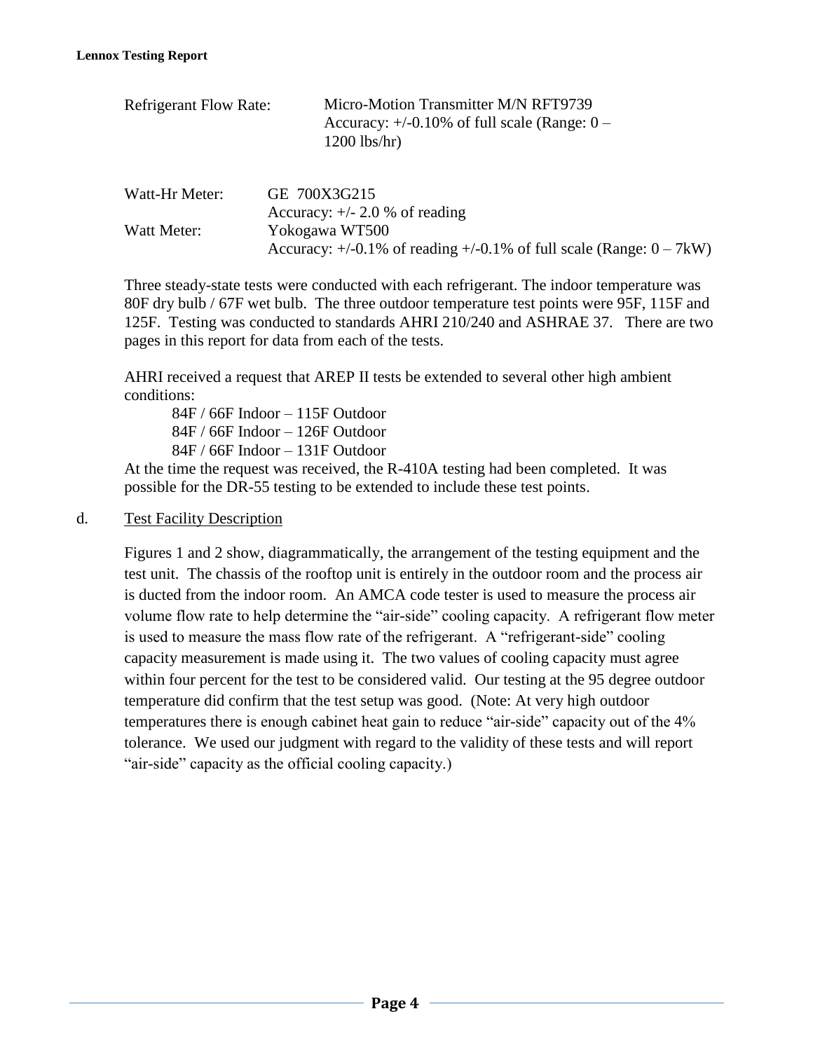Refrigerant Flow Rate: Micro-Motion Transmitter M/N RFT9739
Accuracy: +/-0.10% of full scale (Range: 0 – 1200 lbs/hr)

Watt-Hr Meter: GE 700X3G215
Accuracy: +/- 2.0 % of reading

Watt Meter: Yokogawa WT500
Accuracy: +/-0.1% of reading +/-0.1% of full scale (Range: 0 – 7kW)

Three steady-state tests were conducted with each refrigerant. The indoor temperature was 80F dry bulb / 67F wet bulb. The three outdoor temperature test points were 95F, 115F and 125F. Testing was conducted to standards AHRI 210/240 and ASHRAE 37. There are two pages in this report for data from each of the tests.

AHRI received a request that AREP II tests be extended to several other high ambient conditions:

84F / 66F Indoor – 115F Outdoor
84F / 66F Indoor – 126F Outdoor
84F / 66F Indoor – 131F Outdoor

At the time the request was received, the R-410A testing had been completed. It was possible for the DR-55 testing to be extended to include these test points.

d. Test Facility Description

Figures 1 and 2 show, diagrammatically, the arrangement of the testing equipment and the test unit. The chassis of the rooftop unit is entirely in the outdoor room and the process air is ducted from the indoor room. An AMCA code tester is used to measure the process air volume flow rate to help determine the "air-side" cooling capacity. A refrigerant flow meter is used to measure the mass flow rate of the refrigerant. A "refrigerant-side" cooling capacity measurement is made using it. The two values of cooling capacity must agree within four percent for the test to be considered valid. Our testing at the 95 degree outdoor temperature did confirm that the test setup was good. (Note: At very high outdoor temperatures there is enough cabinet heat gain to reduce "air-side" capacity out of the 4% tolerance. We used our judgment with regard to the validity of these tests and will report "air-side" capacity as the official cooling capacity.)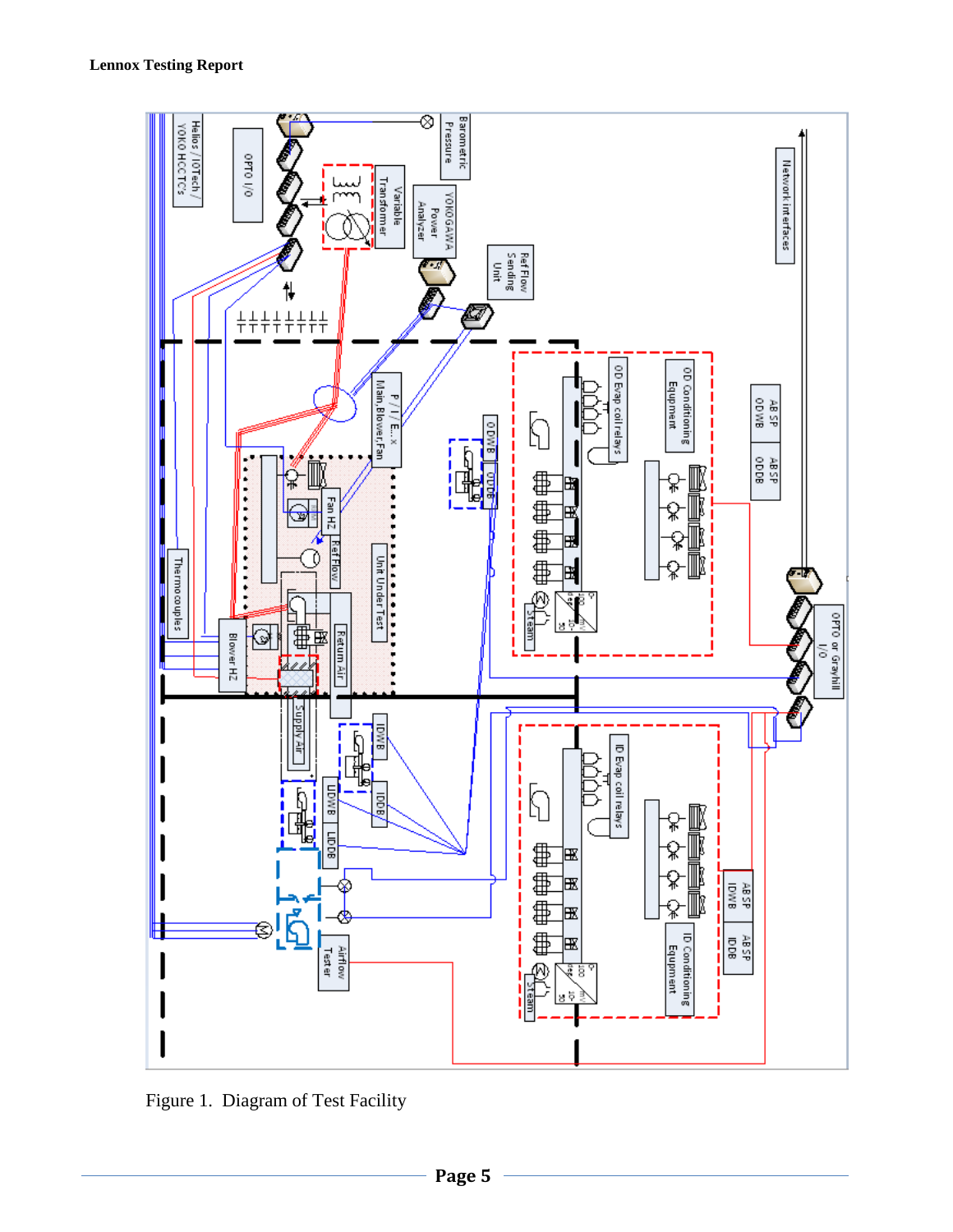Helios / IOTech / YOKO HCCTCs

OPTO I/O

Barometric Pressure

Variable Transformer

YOKOGAWA Power Analyzer

Ref Flow Sending Unit

Network interfaces

AB SP ODWB

AB SP ODDB

OD Conditioning Equipment

OD Evap coil relays

P / I / E...x Main, Blower, Fan

ODWB

ODDB

Fan HZ

Ref Flow

Unit Under Test

Thermocouples

Blower HZ

Return Air

Supply Air

Steam

OPTO or Grayhill I/O

IDWB

IDDB

LDWB

LDDB

ID Evap coil relays

AB SP IDWB

AB SP IDDB

ID Conditioning Equipment

Airflow Tester

Steam

Figure 1. Diagram of Test Facility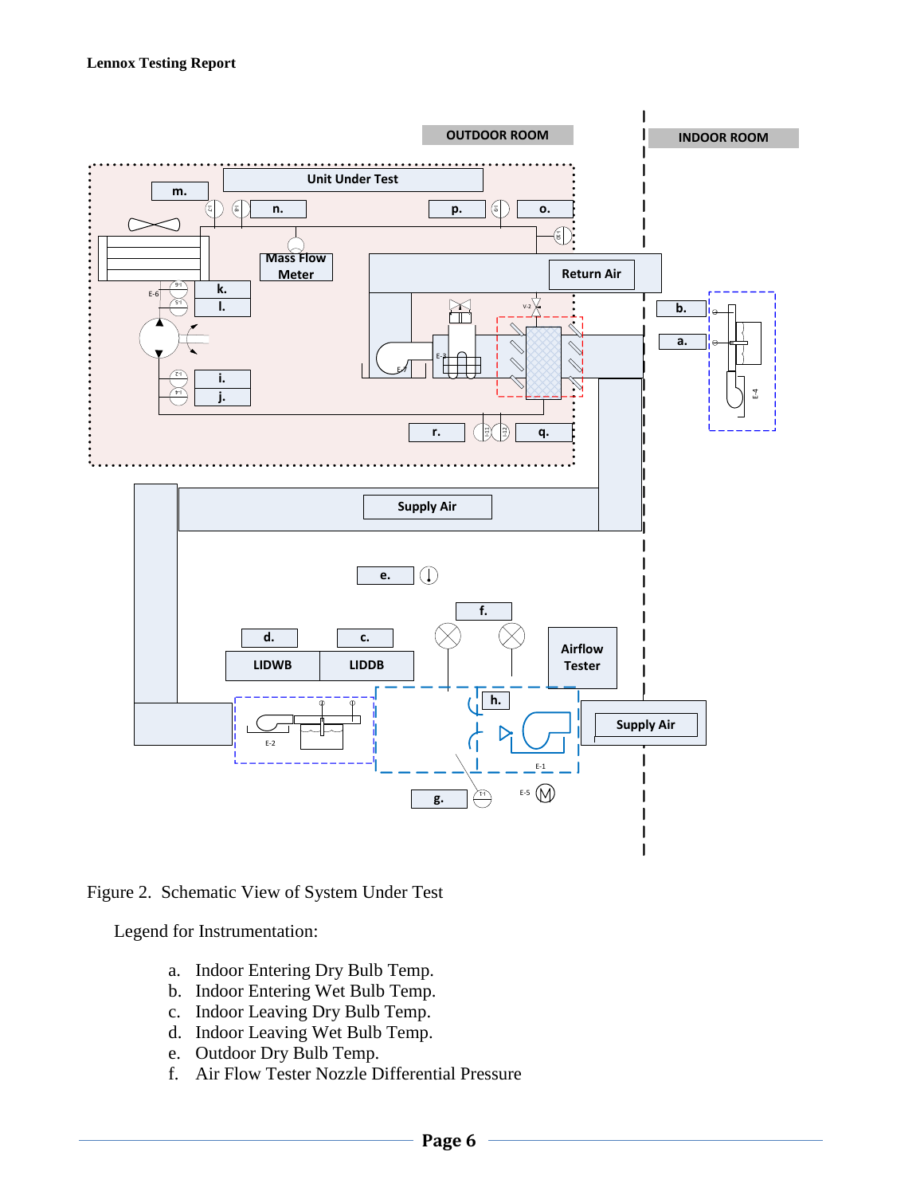OUTDOOR ROOM

INDOOR ROOM

Unit Under Test

m.

n.

p.

o.

Mass Flow Meter

Return Air

k.

l.

i.

j.

b.

a.

r.

q.

Supply Air

e.

f.

d.

c.

LIDWB

LIDDB

Airflow Tester

h.

Supply Air

g.

Figure 2. Schematic View of System Under Test

Legend for Instrumentation:

a. Indoor Entering Dry Bulb Temp.
b. Indoor Entering Wet Bulb Temp.
c. Indoor Leaving Dry Bulb Temp.
d. Indoor Leaving Wet Bulb Temp.
e. Outdoor Dry Bulb Temp.
f. Air Flow Tester Nozzle Differential Pressure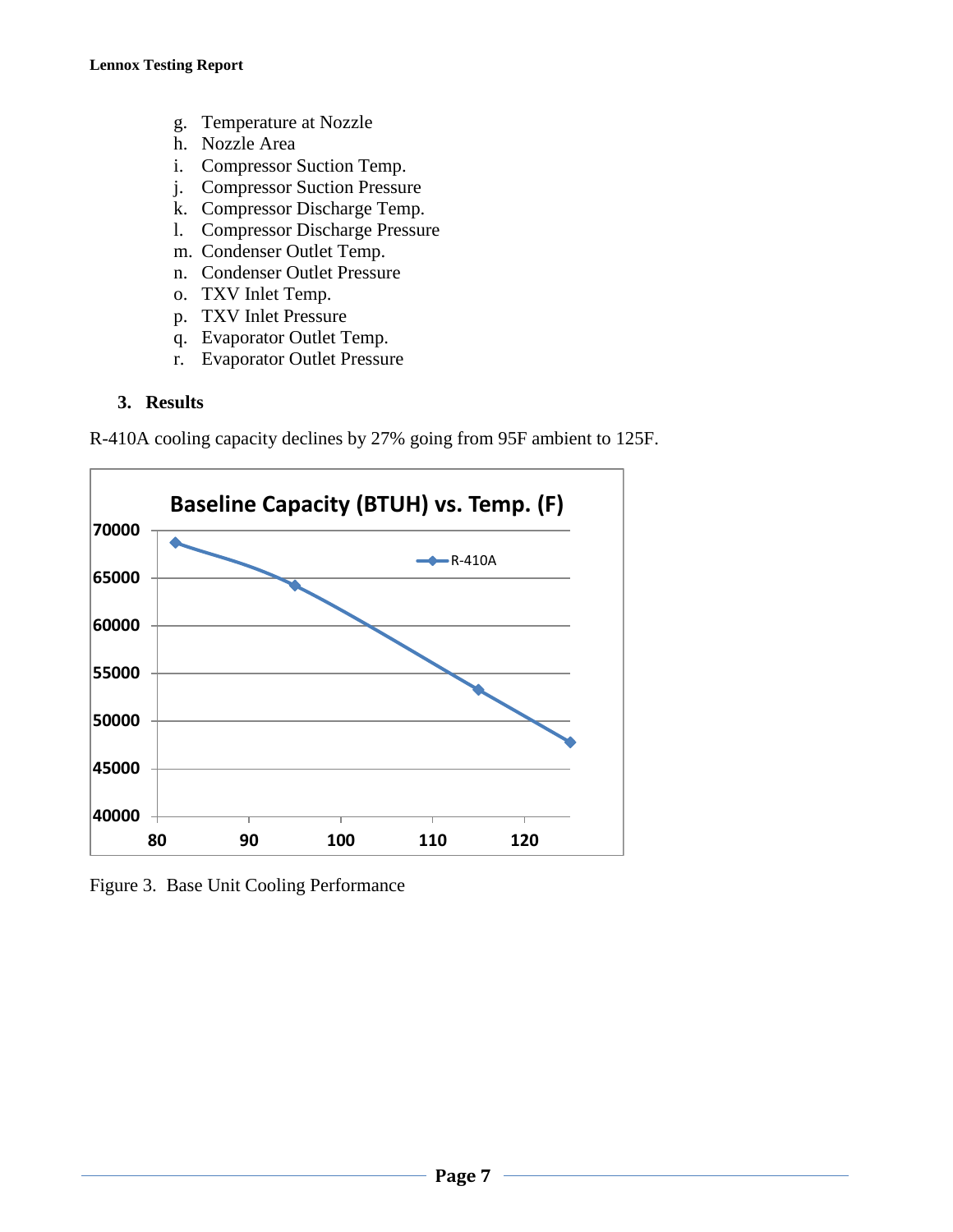g. Temperature at Nozzle
h. Nozzle Area
i. Compressor Suction Temp.
j. Compressor Suction Pressure
k. Compressor Discharge Temp.
l. Compressor Discharge Pressure
m. Condenser Outlet Temp.
n. Condenser Outlet Pressure
o. TXV Inlet Temp.
p. TXV Inlet Pressure
q. Evaporator Outlet Temp.
r. Evaporator Outlet Pressure

## 3. Results

R-410A cooling capacity declines by 27% going from 95F ambient to 125F.

Baseline Capacity (BTUH) vs. Temp. (F)

70000
65000
60000
55000
50000
45000
40000

80
90
100
110
120

R-410A

Figure 3. Base Unit Cooling Performance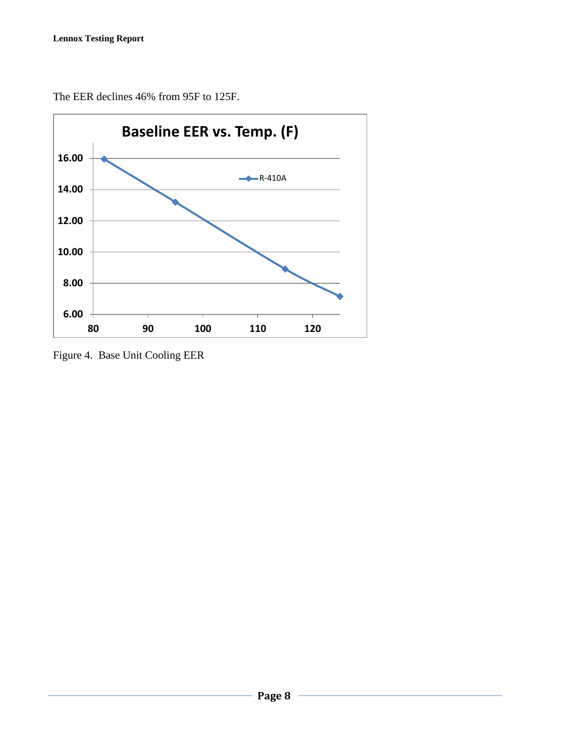The EER declines 46% from 95F to 125F.

Baseline EER vs. Temp. (F)

16.00
14.00
12.00
10.00
8.00
6.00

80
90
100
110
120

R-410A

Figure 4. Base Unit Cooling EER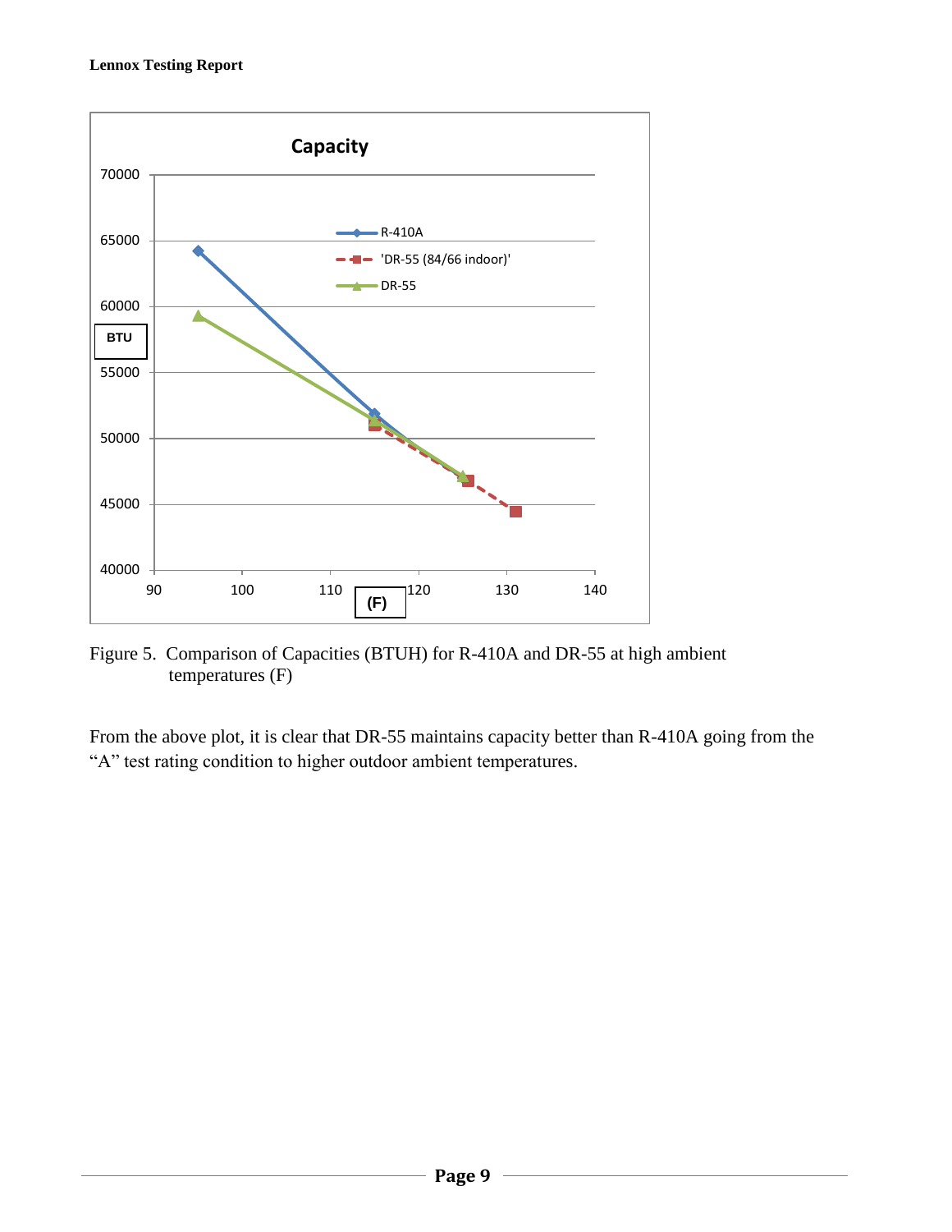Capacity

70000
65000
60000
BTU
55000
50000
45000
40000

90
100
110
120
130
140
(F)

R-410A
'DR-55 (84/66 indoor)'
DR-55

Figure 5. Comparison of Capacities (BTUH) for R-410A and DR-55 at high ambient temperatures (F)

From the above plot, it is clear that DR-55 maintains capacity better than R-410A going from the "A" test rating condition to higher outdoor ambient temperatures.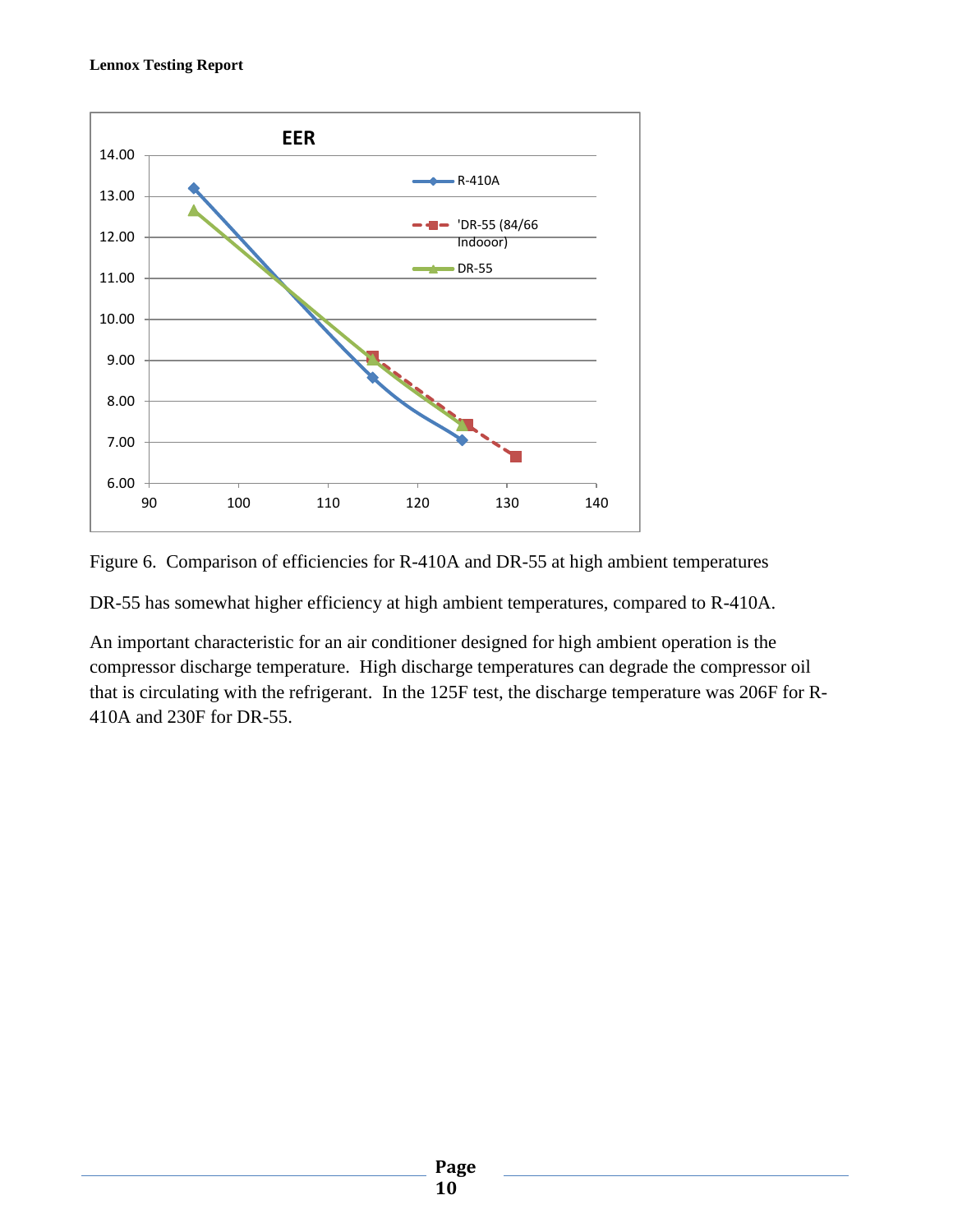EER

14.00
13.00
12.00
11.00
10.00
9.00
8.00
7.00
6.00

90
100
110
120
130
140

R-410A
'DR-55 (84/66 Indooor)
DR-55

Figure 6. Comparison of efficiencies for R-410A and DR-55 at high ambient temperatures

DR-55 has somewhat higher efficiency at high ambient temperatures, compared to R-410A.

An important characteristic for an air conditioner designed for high ambient operation is the compressor discharge temperature. High discharge temperatures can degrade the compressor oil that is circulating with the refrigerant. In the 125F test, the discharge temperature was 206F for R-410A and 230F for DR-55.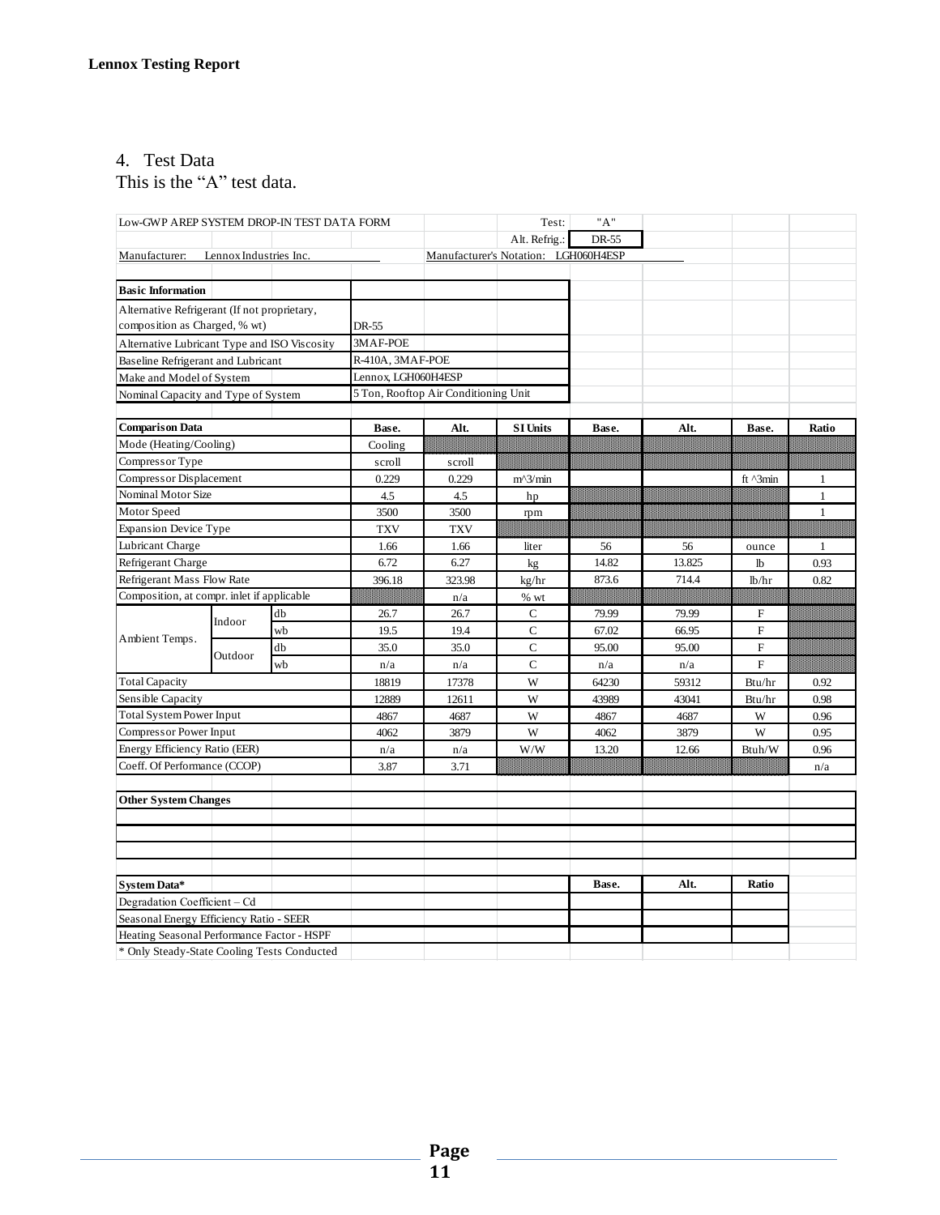## 4. Test Data

This is the "A" test data.

| | | | | | | | | |
|---|---|---|---|---|---|---|---|---|
| Low-GWP AREP SYSTEM DROP-IN TEST DATA FORM | | | | | Test: | "A" | | |
| | | | | | Alt. Refrig.: | DR-55 | | |
| Manufacturer: Lennox Industries Inc. | | | | Manufacturer's Notation: LGH060H4ESP | | | | |
| **Basic Information** | | | | | | | | |
| Alternative Refrigerant (If not proprietary, composition as Charged, % wt) | | | DR-55 | | | | | |
| Alternative Lubricant Type and ISO Viscosity | | | 3MAF-POE | | | | | |
| Baseline Refrigerant and Lubricant | | | R-410A, 3MAF-POE | | | | | |
| Make and Model of System | | | Lennox, LGH060H4ESP | | | | | |
| Nominal Capacity and Type of System | | | 5 Ton, Rooftop Air Conditioning Unit | | | | | |
| **Comparison Data** | | | **Base.** | **Alt.** | **SI Units** | **Base.** | **Alt.** | **Base.** | **Ratio** |
| Mode (Heating/Cooling) | | | Cooling | | | | | | |
| Compressor Type | | | scroll | scroll | | | | | |
| Compressor Displacement | | | 0.229 | 0.229 | m^3/min | | | ft ^3min | 1 |
| Nominal Motor Size | | | 4.5 | 4.5 | hp | | | | 1 |
| Motor Speed | | | 3500 | 3500 | rpm | | | | 1 |
| Expansion Device Type | | | TXV | TXV | | | | | |
| Lubricant Charge | | | 1.66 | 1.66 | liter | 56 | 56 | ounce | 1 |
| Refrigerant Charge | | | 6.72 | 6.27 | kg | 14.82 | 13.825 | lb | 0.93 |
| Refrigerant Mass Flow Rate | | | 396.18 | 323.98 | kg/hr | 873.6 | 714.4 | lb/hr | 0.82 |
| Composition, at compr. inlet if applicable | | | | n/a | % wt | | | | |
| Ambient Temps. | Indoor | db | 26.7 | 26.7 | C | 79.99 | 79.99 | F | |
| | | wb | 19.5 | 19.4 | C | 67.02 | 66.95 | F | |
| | Outdoor | db | 35.0 | 35.0 | C | 95.00 | 95.00 | F | |
| | | wb | n/a | n/a | C | n/a | n/a | F | |
| Total Capacity | | | 18819 | 17378 | W | 64230 | 59312 | Btu/hr | 0.92 |
| Sensible Capacity | | | 12889 | 12611 | W | 43989 | 43041 | Btu/hr | 0.98 |
| Total System Power Input | | | 4867 | 4687 | W | 4867 | 4687 | W | 0.96 |
| Compressor Power Input | | | 4062 | 3879 | W | 4062 | 3879 | W | 0.95 |
| Energy Efficiency Ratio (EER) | | | n/a | n/a | W/W | 13.20 | 12.66 | Btuh/W | 0.96 |
| Coeff. Of Performance (CCOP) | | | 3.87 | 3.71 | | | | | n/a |
| **Other System Changes** | | | | | | | | | |
| | | | | | | | | | |
| | | | | | | | | | |
| | | | | | | | | | |
| **System Data*** | | | | | | **Base.** | **Alt.** | **Ratio** | |
| Degradation Coefficient – Cd | | | | | | | | | |
| Seasonal Energy Efficiency Ratio - SEER | | | | | | | | | |
| Heating Seasonal Performance Factor - HSPF | | | | | | | | | |
| * Only Steady-State Cooling Tests Conducted | | | | | | | | | |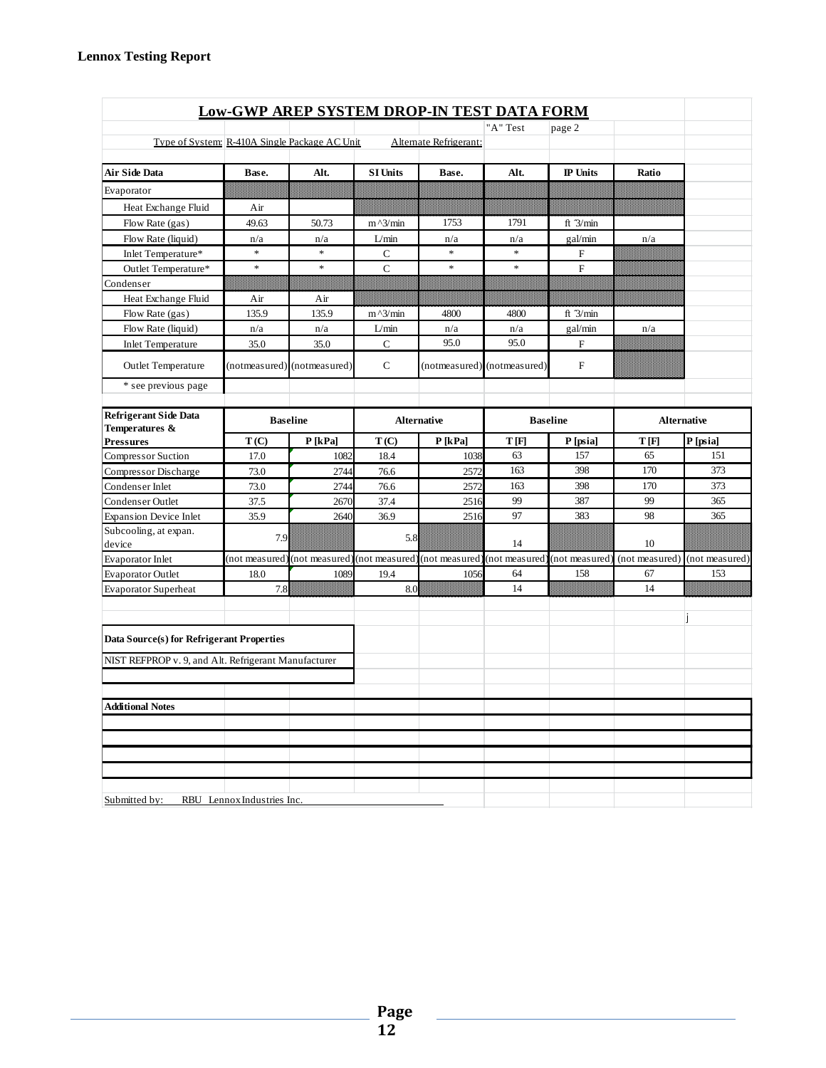# Low-GWP AREP SYSTEM DROP-IN TEST DATA FORM

"A" Test page 2

Type of System: R-410A Single Package AC Unit Alternate Refrigerant:

| Air Side Data | Base. | Alt. | SI Units | Base. | Alt. | IP Units | Ratio |
|---|---|---|---|---|---|---|---|
| Evaporator | | | | | | | |
| Heat Exchange Fluid | Air | | | | | | |
| Flow Rate (gas) | 49.63 | 50.73 | m^3/min | 1753 | 1791 | ft^3/min | |
| Flow Rate (liquid) | n/a | n/a | L/min | n/a | n/a | gal/min | n/a |
| Inlet Temperature* | * | * | C | * | * | F | |
| Outlet Temperature* | * | * | C | * | * | F | |
| Condenser | | | | | | | |
| Heat Exchange Fluid | Air | Air | | | | | |
| Flow Rate (gas) | 135.9 | 135.9 | m^3/min | 4800 | 4800 | ft^3/min | |
| Flow Rate (liquid) | n/a | n/a | L/min | n/a | n/a | gal/min | n/a |
| Inlet Temperature | 35.0 | 35.0 | C | 95.0 | 95.0 | F | |
| Outlet Temperature | (notmeasured) | (notmeasured) | C | (notmeasured) | (notmeasured) | F | |
| * see previous page | | | | | | | |

| Refrigerant Side Data Temperatures & Pressures | Baseline | | Alternative | | Baseline | | Alternative | |
|---|---|---|---|---|---|---|---|---|
| | T (C) | P [kPa] | T (C) | P [kPa] | T [F] | P [psia] | T [F] | P [psia] |
| Compressor Suction | 17.0 | 1082 | 18.4 | 1038 | 63 | 157 | 65 | 151 |
| Compressor Discharge | 73.0 | 2744 | 76.6 | 2572 | 163 | 398 | 170 | 373 |
| Condenser Inlet | 73.0 | 2744 | 76.6 | 2572 | 163 | 398 | 170 | 373 |
| Condenser Outlet | 37.5 | 2670 | 37.4 | 2516 | 99 | 387 | 99 | 365 |
| Expansion Device Inlet | 35.9 | 2640 | 36.9 | 2516 | 97 | 383 | 98 | 365 |
| Subcooling, at expan. device | 7.9 | | 5.8 | | 14 | | 10 | |
| Evaporator Inlet | (not measured) | (not measured) | (not measured) | (not measured) | (not measured) | (not measured) | (not measured) | (not measured) |
| Evaporator Outlet | 18.0 | 1089 | 19.4 | 1056 | 64 | 158 | 67 | 153 |
| Evaporator Superheat | 7.8 | | 8.0 | | 14 | | 14 | |

j

**Data Source(s) for Refrigerant Properties**

NIST REFPROP v. 9, and Alt. Refrigerant Manufacturer

**Additional Notes**

Submitted by: RBU Lennox Industries Inc.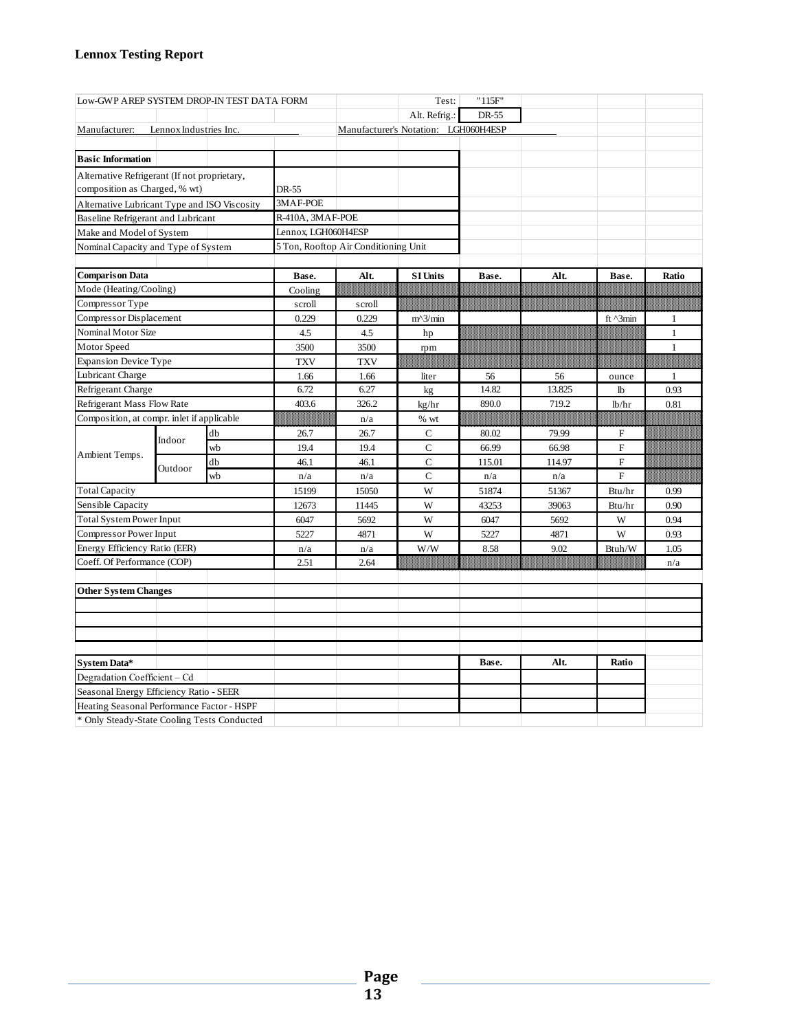**Lennox Testing Report**

| Low-GWP AREP SYSTEM DROP-IN TEST DATA FORM | | | | | Test: | "115F" | | | |
|---|---|---|---|---|---|---|---|---|---|
| | | | | | Alt. Refrig.: | DR-55 | | | |
| Manufacturer: | Lennox Industries Inc. | | | Manufacturer's Notation: LGH060H4ESP | | | | | |

| Basic Information | |
|---|---|
| Alternative Refrigerant (If not proprietary, composition as Charged, % wt) | DR-55 |
| Alternative Lubricant Type and ISO Viscosity | 3MAF-POE |
| Baseline Refrigerant and Lubricant | R-410A, 3MAF-POE |
| Make and Model of System | Lennox, LGH060H4ESP |
| Nominal Capacity and Type of System | 5 Ton, Rooftop Air Conditioning Unit |

| Comparison Data | | | Base. | Alt. | SI Units | Base. | Alt. | Base. | Ratio |
|---|---|---|---|---|---|---|---|---|---|
| Mode (Heating/Cooling) | | | Cooling | | | | | | |
| Compressor Type | | | scroll | scroll | | | | | |
| Compressor Displacement | | | 0.229 | 0.229 | m^3/min | | | ft ^3min | 1 |
| Nominal Motor Size | | | 4.5 | 4.5 | hp | | | | 1 |
| Motor Speed | | | 3500 | 3500 | rpm | | | | 1 |
| Expansion Device Type | | | TXV | TXV | | | | | |
| Lubricant Charge | | | 1.66 | 1.66 | liter | 56 | 56 | ounce | 1 |
| Refrigerant Charge | | | 6.72 | 6.27 | kg | 14.82 | 13.825 | lb | 0.93 |
| Refrigerant Mass Flow Rate | | | 403.6 | 326.2 | kg/hr | 890.0 | 719.2 | lb/hr | 0.81 |
| Composition, at compr. inlet if applicable | | | | n/a | % wt | | | | |
| Ambient Temps. | Indoor | db | 26.7 | 26.7 | C | 80.02 | 79.99 | F | |
| | | wb | 19.4 | 19.4 | C | 66.99 | 66.98 | F | |
| | Outdoor | db | 46.1 | 46.1 | C | 115.01 | 114.97 | F | |
| | | wb | n/a | n/a | C | n/a | n/a | F | |
| Total Capacity | | | 15199 | 15050 | W | 51874 | 51367 | Btu/hr | 0.99 |
| Sensible Capacity | | | 12673 | 11445 | W | 43253 | 39063 | Btu/hr | 0.90 |
| Total System Power Input | | | 6047 | 5692 | W | 6047 | 5692 | W | 0.94 |
| Compressor Power Input | | | 5227 | 4871 | W | 5227 | 4871 | W | 0.93 |
| Energy Efficiency Ratio (EER) | | | n/a | n/a | W/W | 8.58 | 9.02 | Btuh/W | 1.05 |
| Coeff. Of Performance (COP) | | | 2.51 | 2.64 | | | | | n/a |

| Other System Changes |
|---|
| |
| |
| |

| System Data* | Base. | Alt. | Ratio |
|---|---|---|---|
| Degradation Coefficient – Cd | | | |
| Seasonal Energy Efficiency Ratio - SEER | | | |
| Heating Seasonal Performance Factor - HSPF | | | |

\* Only Steady-State Cooling Tests Conducted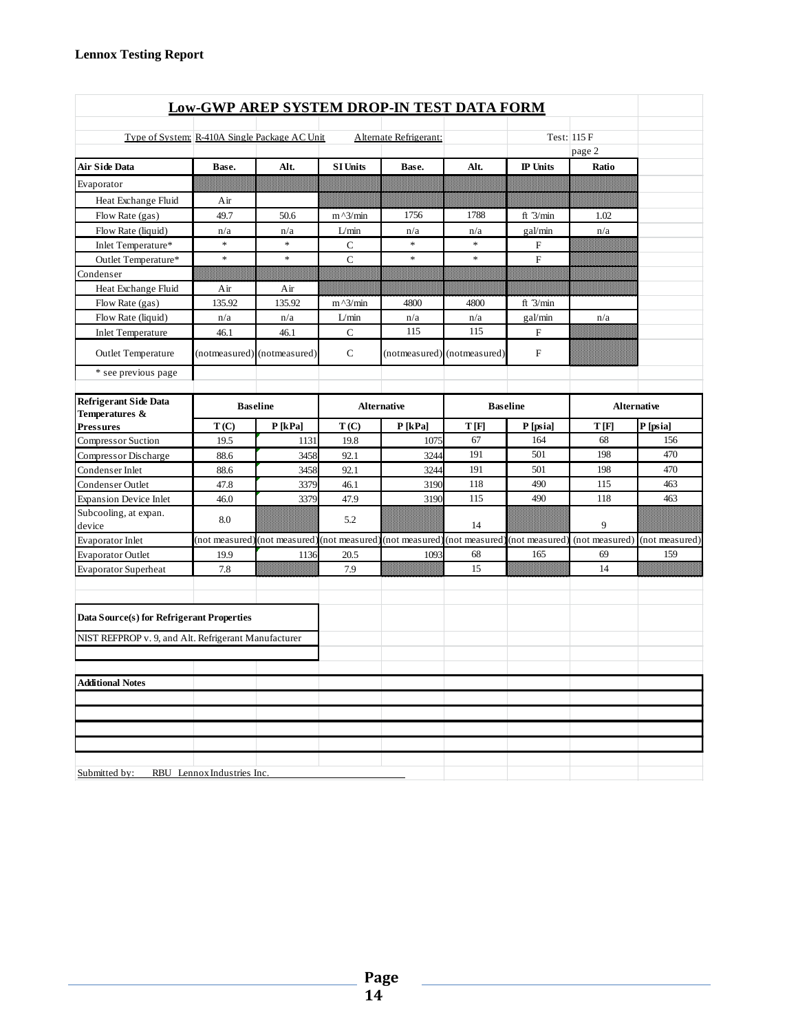# Lennox Testing Report

## Low-GWP AREP SYSTEM DROP-IN TEST DATA FORM

Type of System: R-410A Single Package AC Unit  Alternate Refrigerant:  Test: 115 F

page 2

| Air Side Data | Base. | Alt. | SI Units | Base. | Alt. | IP Units | Ratio |
|---|---|---|---|---|---|---|---|
| Evaporator | | | | | | | |
| Heat Exchange Fluid | Air | | | | | | |
| Flow Rate (gas) | 49.7 | 50.6 | m^3/min | 1756 | 1788 | ft ^3/min | 1.02 |
| Flow Rate (liquid) | n/a | n/a | L/min | n/a | n/a | gal/min | n/a |
| Inlet Temperature* | * | * | C | * | * | F | |
| Outlet Temperature* | * | * | C | * | * | F | |
| Condenser | | | | | | | |
| Heat Exchange Fluid | Air | Air | | | | | |
| Flow Rate (gas) | 135.92 | 135.92 | m^3/min | 4800 | 4800 | ft ^3/min | |
| Flow Rate (liquid) | n/a | n/a | L/min | n/a | n/a | gal/min | n/a |
| Inlet Temperature | 46.1 | 46.1 | C | 115 | 115 | F | |
| Outlet Temperature | (notmeasured) | (notmeasured) | C | (notmeasured) | (notmeasured) | F | |
| * see previous page | | | | | | | |

| Refrigerant Side Data Temperatures & Pressures | Baseline | | Alternative | | Baseline | | Alternative | |
|---|---|---|---|---|---|---|---|---|
| | T (C) | P [kPa] | T (C) | P [kPa] | T [F] | P [psia] | T [F] | P [psia] |
| Compressor Suction | 19.5 | 1131 | 19.8 | 1075 | 67 | 164 | 68 | 156 |
| Compressor Discharge | 88.6 | 3458 | 92.1 | 3244 | 191 | 501 | 198 | 470 |
| Condenser Inlet | 88.6 | 3458 | 92.1 | 3244 | 191 | 501 | 198 | 470 |
| Condenser Outlet | 47.8 | 3379 | 46.1 | 3190 | 118 | 490 | 115 | 463 |
| Expansion Device Inlet | 46.0 | 3379 | 47.9 | 3190 | 115 | 490 | 118 | 463 |
| Subcooling, at expan. device | 8.0 | | 5.2 | | 14 | | 9 | |
| Evaporator Inlet | (not measured) | (not measured) | (not measured) | (not measured) | (not measured) | (not measured) | (not measured) | (not measured) |
| Evaporator Outlet | 19.9 | 1136 | 20.5 | 1093 | 68 | 165 | 69 | 159 |
| Evaporator Superheat | 7.8 | | 7.9 | | 15 | | 14 | |

**Data Source(s) for Refrigerant Properties**

NIST REFPROP v. 9, and Alt. Refrigerant Manufacturer

**Additional Notes**

Submitted by: RBU Lennox Industries Inc.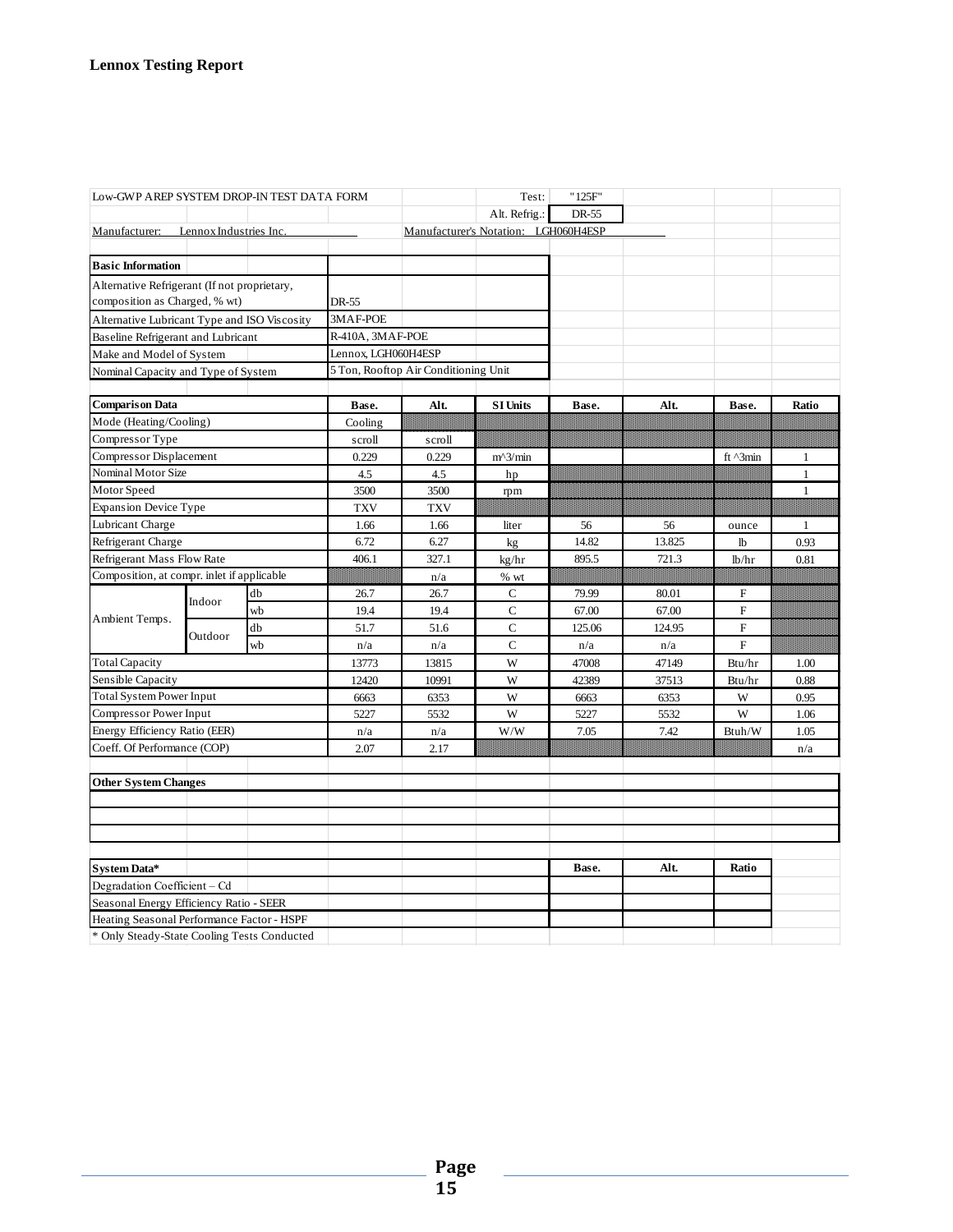**Lennox Testing Report**

| | | | | | | | | | |
|---|---|---|---|---|---|---|---|---|---|
| Low-GWP AREP SYSTEM DROP-IN TEST DATA FORM | | | | | Test: | "125F" | | | |
| | | | | | Alt. Refrig.: | DR-55 | | | |
| Manufacturer: | Lennox Industries Inc. | | | Manufacturer's Notation: | | LGH060H4ESP | | | |

| | | | | | | | | | |
|---|---|---|---|---|---|---|---|---|---|
| **Basic Information** | | | | | | | | | |
| Alternative Refrigerant (If not proprietary, composition as Charged, % wt) | | | DR-55 | | | | | | |
| Alternative Lubricant Type and ISO Viscosity | | | 3MAF-POE | | | | | | |
| Baseline Refrigerant and Lubricant | | | R-410A, 3MAF-POE | | | | | | |
| Make and Model of System | | | Lennox, LGH060H4ESP | | | | | | |
| Nominal Capacity and Type of System | | | 5 Ton, Rooftop Air Conditioning Unit | | | | | | |

| **Comparison Data** | | | **Base.** | **Alt.** | **SI Units** | **Base.** | **Alt.** | **Base.** | **Ratio** |
|---|---|---|---|---|---|---|---|---|---|
| Mode (Heating/Cooling) | | | Cooling | | | | | | |
| Compressor Type | | | scroll | scroll | | | | | |
| Compressor Displacement | | | 0.229 | 0.229 | m^3/min | | | ft ^3min | 1 |
| Nominal Motor Size | | | 4.5 | 4.5 | hp | | | | 1 |
| Motor Speed | | | 3500 | 3500 | rpm | | | | 1 |
| Expansion Device Type | | | TXV | TXV | | | | | |
| Lubricant Charge | | | 1.66 | 1.66 | liter | 56 | 56 | ounce | 1 |
| Refrigerant Charge | | | 6.72 | 6.27 | kg | 14.82 | 13.825 | lb | 0.93 |
| Refrigerant Mass Flow Rate | | | 406.1 | 327.1 | kg/hr | 895.5 | 721.3 | lb/hr | 0.81 |
| Composition, at compr. inlet if applicable | | | | n/a | % wt | | | | |
| Ambient Temps. | Indoor | db | 26.7 | 26.7 | C | 79.99 | 80.01 | F | |
| | | wb | 19.4 | 19.4 | C | 67.00 | 67.00 | F | |
| | Outdoor | db | 51.7 | 51.6 | C | 125.06 | 124.95 | F | |
| | | wb | n/a | n/a | C | n/a | n/a | F | |
| Total Capacity | | | 13773 | 13815 | W | 47008 | 47149 | Btu/hr | 1.00 |
| Sensible Capacity | | | 12420 | 10991 | W | 42389 | 37513 | Btu/hr | 0.88 |
| Total System Power Input | | | 6663 | 6353 | W | 6663 | 6353 | W | 0.95 |
| Compressor Power Input | | | 5227 | 5532 | W | 5227 | 5532 | W | 1.06 |
| Energy Efficiency Ratio (EER) | | | n/a | n/a | W/W | 7.05 | 7.42 | Btuh/W | 1.05 |
| Coeff. Of Performance (COP) | | | 2.07 | 2.17 | | | | | n/a |

| **Other System Changes** |
|---|
| |
| |
| |

| **System Data*** | **Base.** | **Alt.** | **Ratio** |
|---|---|---|---|
| Degradation Coefficient – Cd | | | |
| Seasonal Energy Efficiency Ratio - SEER | | | |
| Heating Seasonal Performance Factor - HSPF | | | |

\* Only Steady-State Cooling Tests Conducted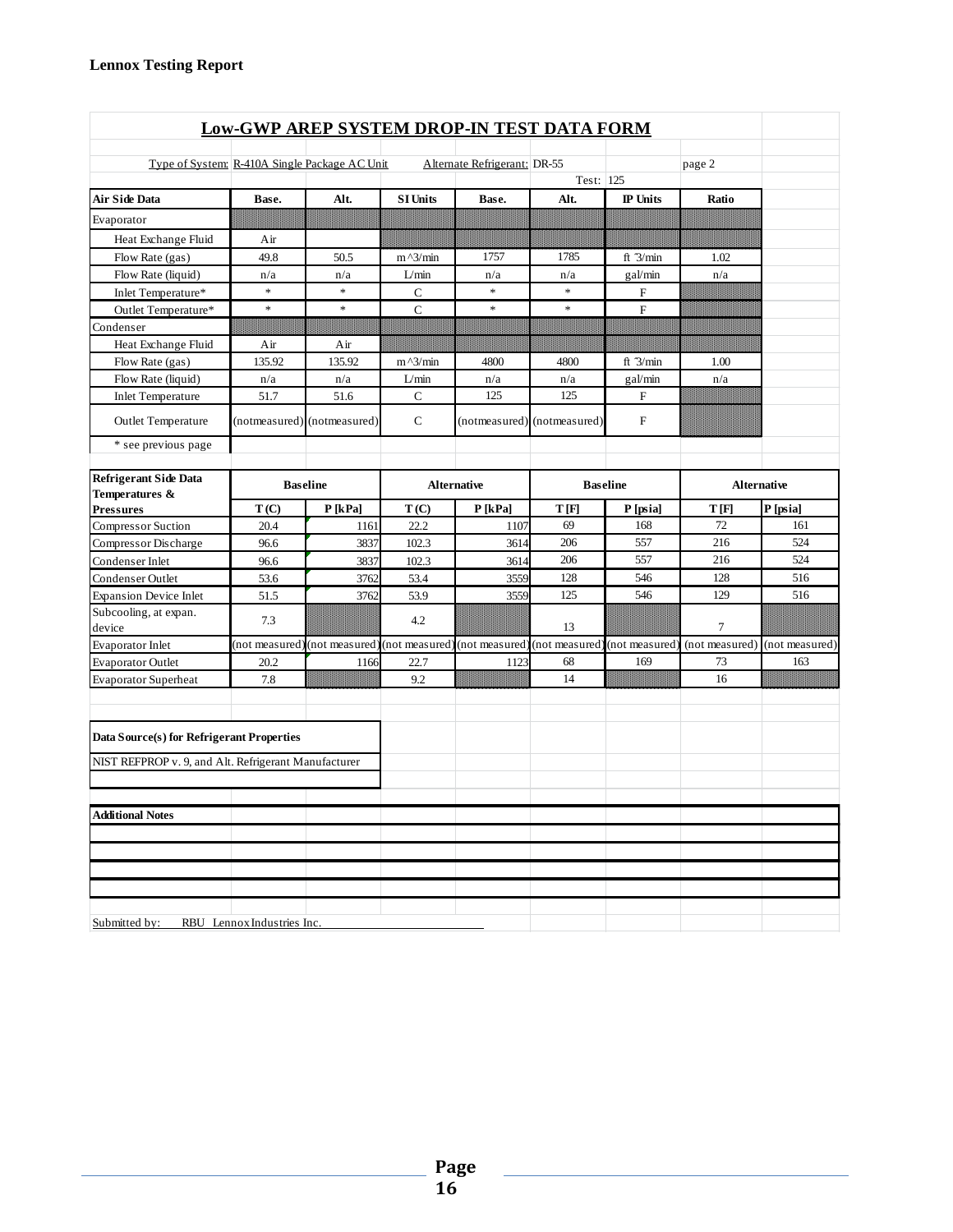**Lennox Testing Report**

## Low-GWP AREP SYSTEM DROP-IN TEST DATA FORM

Type of System: R-410A Single Package AC Unit    Alternate Refrigerant: DR-55    page 2

Test: 125

| Air Side Data | Base. | Alt. | SI Units | Base. | Alt. | IP Units | Ratio |
|---|---|---|---|---|---|---|---|
| Evaporator | | | | | | | |
| Heat Exchange Fluid | Air | | | | | | |
| Flow Rate (gas) | 49.8 | 50.5 | m^3/min | 1757 | 1785 | ft ^3/min | 1.02 |
| Flow Rate (liquid) | n/a | n/a | L/min | n/a | n/a | gal/min | n/a |
| Inlet Temperature* | * | * | C | * | * | F | |
| Outlet Temperature* | * | * | C | * | * | F | |
| Condenser | | | | | | | |
| Heat Exchange Fluid | Air | Air | | | | | |
| Flow Rate (gas) | 135.92 | 135.92 | m^3/min | 4800 | 4800 | ft ^3/min | 1.00 |
| Flow Rate (liquid) | n/a | n/a | L/min | n/a | n/a | gal/min | n/a |
| Inlet Temperature | 51.7 | 51.6 | C | 125 | 125 | F | |
| Outlet Temperature | (notmeasured) | (notmeasured) | C | (notmeasured) | (notmeasured) | F | |
| * see previous page | | | | | | | |

| Refrigerant Side Data Temperatures & Pressures | Baseline | | Alternative | | Baseline | | Alternative | |
|---|---|---|---|---|---|---|---|---|
| | T (C) | P [kPa] | T (C) | P [kPa] | T [F] | P [psia] | T [F] | P [psia] |
| Compressor Suction | 20.4 | 1161 | 22.2 | 1107 | 69 | 168 | 72 | 161 |
| Compressor Discharge | 96.6 | 3837 | 102.3 | 3614 | 206 | 557 | 216 | 524 |
| Condenser Inlet | 96.6 | 3837 | 102.3 | 3614 | 206 | 557 | 216 | 524 |
| Condenser Outlet | 53.6 | 3762 | 53.4 | 3559 | 128 | 546 | 128 | 516 |
| Expansion Device Inlet | 51.5 | 3762 | 53.9 | 3559 | 125 | 546 | 129 | 516 |
| Subcooling, at expan. device | 7.3 | | 4.2 | | 13 | | 7 | |
| Evaporator Inlet | (not measured) | (not measured) | (not measured) | (not measured) | (not measured) | (not measured) | (not measured) | (not measured) |
| Evaporator Outlet | 20.2 | 1166 | 22.7 | 1123 | 68 | 169 | 73 | 163 |
| Evaporator Superheat | 7.8 | | 9.2 | | 14 | | 16 | |

| Data Source(s) for Refrigerant Properties |
|---|
| NIST REFPROP v. 9, and Alt. Refrigerant Manufacturer |

**Additional Notes**

Submitted by: RBU Lennox Industries Inc.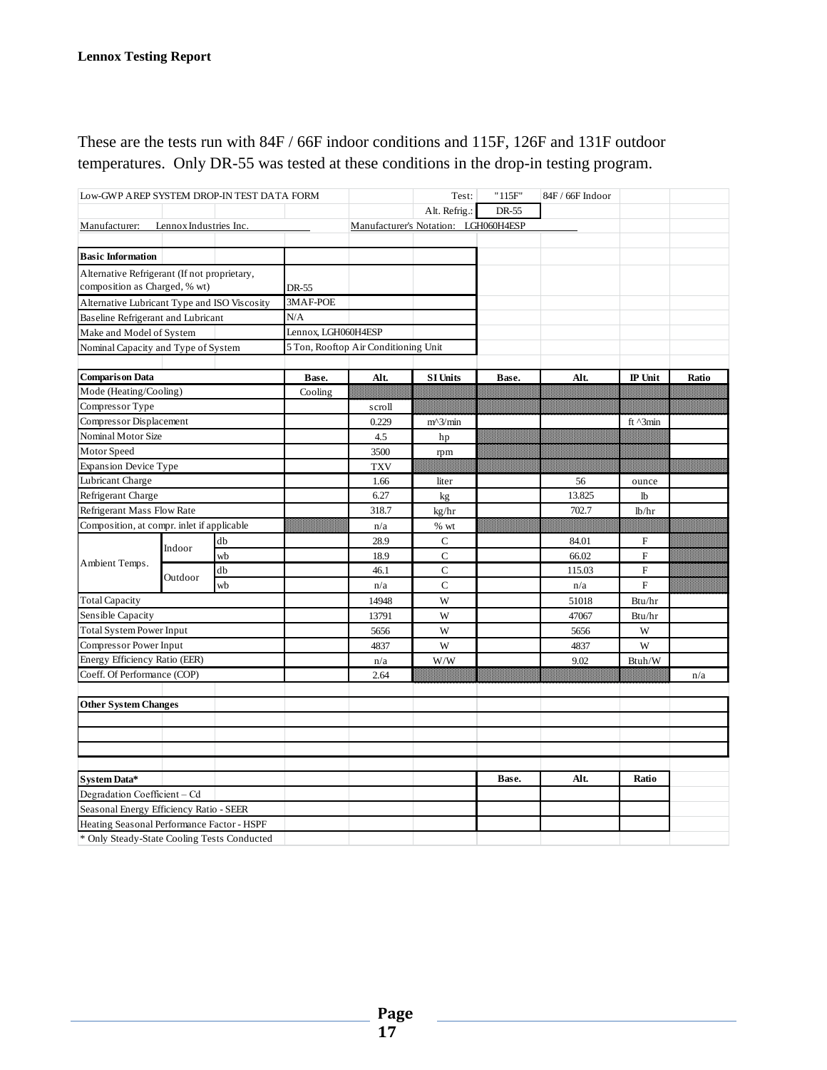These are the tests run with 84F / 66F indoor conditions and 115F, 126F and 131F outdoor temperatures. Only DR-55 was tested at these conditions in the drop-in testing program.

| | | | | | | | | | |
|---|---|---|---|---|---|---|---|---|---|
| Low-GWP AREP SYSTEM DROP-IN TEST DATA FORM | | | | | Test: | "115F" | 84F / 66F Indoor | | |
| | | | | | Alt. Refrig.: | DR-55 | | | |
| Manufacturer: Lennox Industries Inc. | | | | Manufacturer's Notation: LGH060H4ESP | | | | | |
| | | | | | | | | | |
| **Basic Information** | | | | | | | | | |
| Alternative Refrigerant (If not proprietary, composition as Charged, % wt) | | | DR-55 | | | | | | |
| Alternative Lubricant Type and ISO Viscosity | | | 3MAF-POE | | | | | | |
| Baseline Refrigerant and Lubricant | | | N/A | | | | | | |
| Make and Model of System | | | Lennox, LGH060H4ESP | | | | | | |
| Nominal Capacity and Type of System | | | 5 Ton, Rooftop Air Conditioning Unit | | | | | | |
| | | | | | | | | | |
| **Comparison Data** | | | **Base.** | **Alt.** | **SI Units** | **Base.** | **Alt.** | **IP Unit** | **Ratio** |
| Mode (Heating/Cooling) | | | Cooling | | | | | | |
| Compressor Type | | | | scroll | | | | | |
| Compressor Displacement | | | | 0.229 | m^3/min | | | ft ^3min | |
| Nominal Motor Size | | | | 4.5 | hp | | | | |
| Motor Speed | | | | 3500 | rpm | | | | |
| Expansion Device Type | | | | TXV | | | | | |
| Lubricant Charge | | | | 1.66 | liter | | 56 | ounce | |
| Refrigerant Charge | | | | 6.27 | kg | | 13.825 | lb | |
| Refrigerant Mass Flow Rate | | | | 318.7 | kg/hr | | 702.7 | lb/hr | |
| Composition, at compr. inlet if applicable | | | | n/a | % wt | | | | |
| Ambient Temps. | Indoor | db | | 28.9 | C | | 84.01 | F | |
| | | wb | | 18.9 | C | | 66.02 | F | |
| | Outdoor | db | | 46.1 | C | | 115.03 | F | |
| | | wb | | n/a | C | | n/a | F | |
| Total Capacity | | | | 14948 | W | | 51018 | Btu/hr | |
| Sensible Capacity | | | | 13791 | W | | 47067 | Btu/hr | |
| Total System Power Input | | | | 5656 | W | | 5656 | W | |
| Compressor Power Input | | | | 4837 | W | | 4837 | W | |
| Energy Efficiency Ratio (EER) | | | | n/a | W/W | | 9.02 | Btuh/W | |
| Coeff. Of Performance (COP) | | | | 2.64 | | | | | n/a |
| | | | | | | | | | |
| **Other System Changes** | | | | | | | | | |
| | | | | | | | | | |
| | | | | | | | | | |
| | | | | | | | | | |
| | | | | | | | | | |
| **System Data*** | | | | | | **Base.** | **Alt.** | **Ratio** | |
| Degradation Coefficient – Cd | | | | | | | | | |
| Seasonal Energy Efficiency Ratio - SEER | | | | | | | | | |
| Heating Seasonal Performance Factor - HSPF | | | | | | | | | |
| * Only Steady-State Cooling Tests Conducted | | | | | | | | | |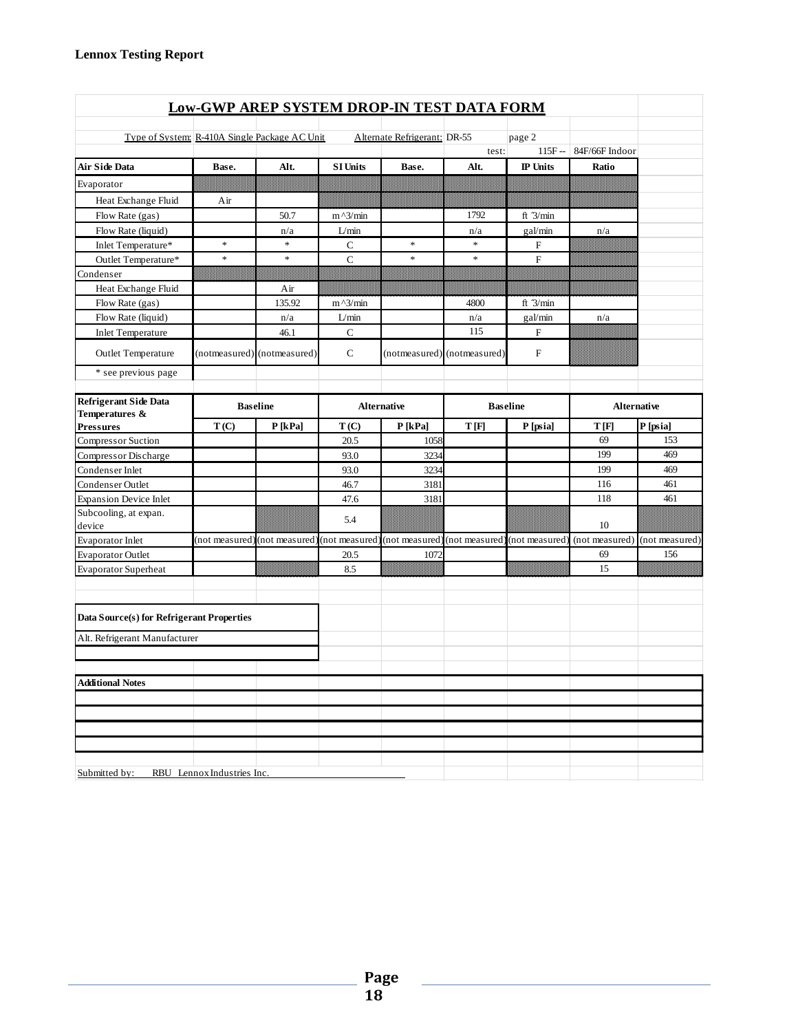# Low-GWP AREP SYSTEM DROP-IN TEST DATA FORM

Type of System: R-410A Single Package AC Unit | Alternate Refrigerant: DR-55 | page 2

test: 115F -- 84F/66F Indoor

| Air Side Data | Base. | Alt. | SI Units | Base. | Alt. | IP Units | Ratio |
|---|---|---|---|---|---|---|---|
| Evaporator | | | | | | | |
| Heat Exchange Fluid | Air | | | | | | |
| Flow Rate (gas) | | 50.7 | m^3/min | | 1792 | ft ^3/min | |
| Flow Rate (liquid) | | n/a | L/min | | n/a | gal/min | n/a |
| Inlet Temperature* | * | * | C | * | * | F | |
| Outlet Temperature* | * | * | C | * | * | F | |
| Condenser | | | | | | | |
| Heat Exchange Fluid | | Air | | | | | |
| Flow Rate (gas) | | 135.92 | m^3/min | | 4800 | ft ^3/min | |
| Flow Rate (liquid) | | n/a | L/min | | n/a | gal/min | n/a |
| Inlet Temperature | | 46.1 | C | | 115 | F | |
| Outlet Temperature | (notmeasured) | (notmeasured) | C | (notmeasured) | (notmeasured) | F | |
| * see previous page | | | | | | | |

| Refrigerant Side Data Temperatures & Pressures | Baseline | | Alternative | | Baseline | | Alternative | |
|---|---|---|---|---|---|---|---|---|
| | T (C) | P [kPa] | T (C) | P [kPa] | T [F] | P [psia] | T [F] | P [psia] |
| Compressor Suction | | | 20.5 | 1058 | | | 69 | 153 |
| Compressor Discharge | | | 93.0 | 3234 | | | 199 | 469 |
| Condenser Inlet | | | 93.0 | 3234 | | | 199 | 469 |
| Condenser Outlet | | | 46.7 | 3181 | | | 116 | 461 |
| Expansion Device Inlet | | | 47.6 | 3181 | | | 118 | 461 |
| Subcooling, at expan. device | | | 5.4 | | | | 10 | |
| Evaporator Inlet | (not measured) | (not measured) | (not measured) | (not measured) | (not measured) | (not measured) | (not measured) | (not measured) |
| Evaporator Outlet | | | 20.5 | 1072 | | | 69 | 156 |
| Evaporator Superheat | | | 8.5 | | | | 15 | |

**Data Source(s) for Refrigerant Properties**

Alt. Refrigerant Manufacturer

**Additional Notes**

Submitted by: RBU Lennox Industries Inc.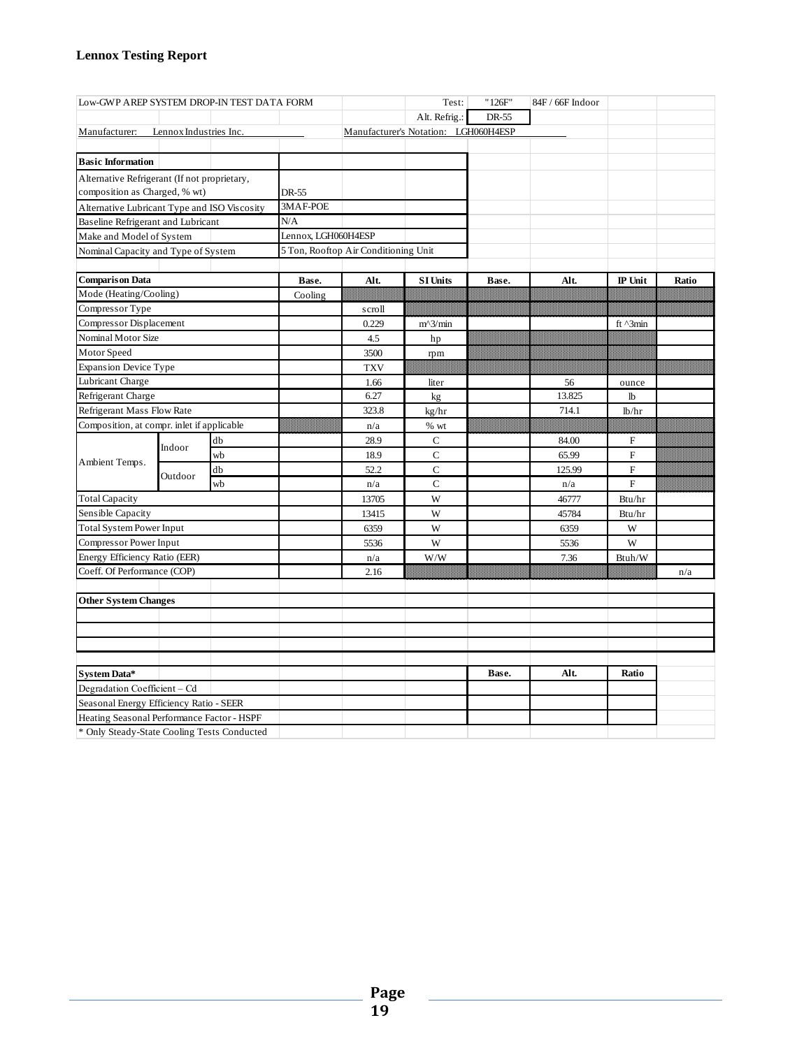**Lennox Testing Report**

| | | | | | | | | | |
|---|---|---|---|---|---|---|---|---|---|
| Low-GWP AREP SYSTEM DROP-IN TEST DATA FORM | | | | | Test: | "126F" | 84F / 66F Indoor | | |
| | | | | | Alt. Refrig.: | DR-55 | | | |
| Manufacturer: | Lennox Industries Inc. | | | Manufacturer's Notation: | LGH060H4ESP | | | | |

| | | | | | |
|---|---|---|---|---|---|
| **Basic Information** | | | | | |
| Alternative Refrigerant (If not proprietary, composition as Charged, % wt) | DR-55 | | | | |
| Alternative Lubricant Type and ISO Viscosity | 3MAF-POE | | | | |
| Baseline Refrigerant and Lubricant | N/A | | | | |
| Make and Model of System | Lennox, LGH060H4ESP | | | | |
| Nominal Capacity and Type of System | 5 Ton, Rooftop Air Conditioning Unit | | | | |

| **Comparison Data** | | | **Base.** | **Alt.** | **SI Units** | **Base.** | **Alt.** | **IP Unit** | **Ratio** |
|---|---|---|---|---|---|---|---|---|---|
| Mode (Heating/Cooling) | | | Cooling | | | | | | |
| Compressor Type | | | | scroll | | | | | |
| Compressor Displacement | | | | 0.229 | m^3/min | | | ft ^3min | |
| Nominal Motor Size | | | | 4.5 | hp | | | | |
| Motor Speed | | | | 3500 | rpm | | | | |
| Expansion Device Type | | | | TXV | | | | | |
| Lubricant Charge | | | | 1.66 | liter | | 56 | ounce | |
| Refrigerant Charge | | | | 6.27 | kg | | 13.825 | lb | |
| Refrigerant Mass Flow Rate | | | | 323.8 | kg/hr | | 714.1 | lb/hr | |
| Composition, at compr. inlet if applicable | | | | n/a | % wt | | | | |
| Ambient Temps. | Indoor | db | | 28.9 | C | | 84.00 | F | |
| | | wb | | 18.9 | C | | 65.99 | F | |
| | Outdoor | db | | 52.2 | C | | 125.99 | F | |
| | | wb | | n/a | C | | n/a | F | |
| Total Capacity | | | | 13705 | W | | 46777 | Btu/hr | |
| Sensible Capacity | | | | 13415 | W | | 45784 | Btu/hr | |
| Total System Power Input | | | | 6359 | W | | 6359 | W | |
| Compressor Power Input | | | | 5536 | W | | 5536 | W | |
| Energy Efficiency Ratio (EER) | | | | n/a | W/W | | 7.36 | Btuh/W | |
| Coeff. Of Performance (COP) | | | | 2.16 | | | | | n/a |

| | |
|---|---|
| **Other System Changes** | |
| | |
| | |
| | |

| **System Data*** | **Base.** | **Alt.** | **Ratio** |
|---|---|---|---|
| Degradation Coefficient – Cd | | | |
| Seasonal Energy Efficiency Ratio - SEER | | | |
| Heating Seasonal Performance Factor - HSPF | | | |

\* Only Steady-State Cooling Tests Conducted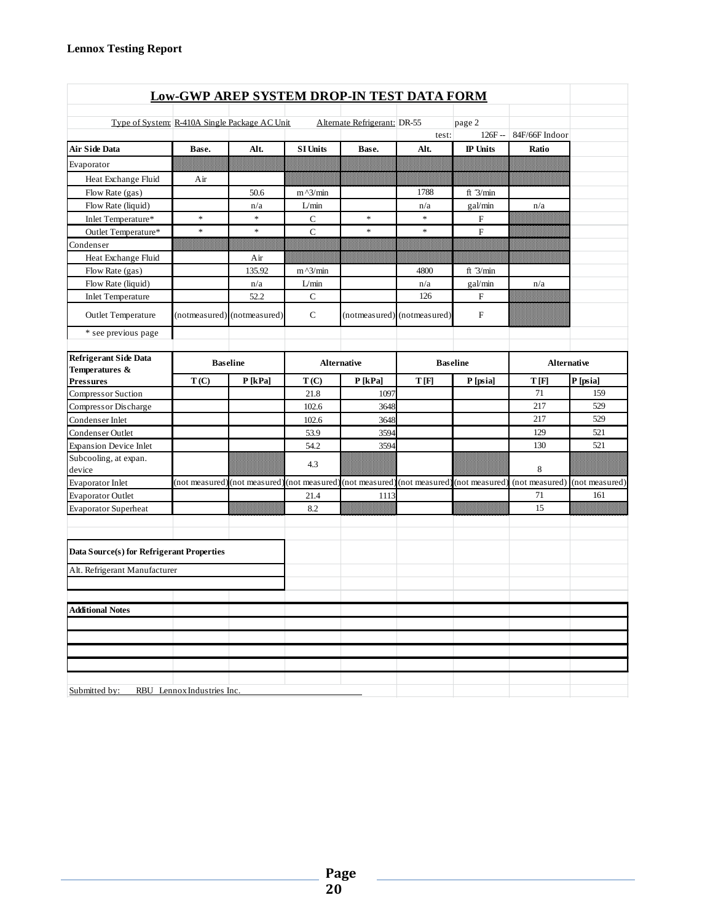**Lennox Testing Report**

## Low-GWP AREP SYSTEM DROP-IN TEST DATA FORM

Type of System: R-410A Single Package AC Unit     Alternate Refrigerant: DR-55     page 2

test: 126F -- 84F/66F Indoor

| Air Side Data | Base. | Alt. | SI Units | Base. | Alt. | IP Units | Ratio |
|---|---|---|---|---|---|---|---|
| Evaporator | | | | | | | |
| Heat Exchange Fluid | Air | | | | | | |
| Flow Rate (gas) | | 50.6 | m^3/min | | 1788 | ft ^3/min | |
| Flow Rate (liquid) | | n/a | L/min | | n/a | gal/min | n/a |
| Inlet Temperature* | * | * | C | * | * | F | |
| Outlet Temperature* | * | * | C | * | * | F | |
| Condenser | | | | | | | |
| Heat Exchange Fluid | | Air | | | | | |
| Flow Rate (gas) | | 135.92 | m^3/min | | 4800 | ft ^3/min | |
| Flow Rate (liquid) | | n/a | L/min | | n/a | gal/min | n/a |
| Inlet Temperature | | 52.2 | C | | 126 | F | |
| Outlet Temperature | (notmeasured) | (notmeasured) | C | (notmeasured) | (notmeasured) | F | |
| * see previous page | | | | | | | |

| Refrigerant Side Data Temperatures & Pressures | Baseline | | Alternative | | Baseline | | Alternative | |
|---|---|---|---|---|---|---|---|---|
| | T (C) | P [kPa] | T (C) | P [kPa] | T [F] | P [psia] | T [F] | P [psia] |
| Compressor Suction | | | 21.8 | 1097 | | | 71 | 159 |
| Compressor Discharge | | | 102.6 | 3648 | | | 217 | 529 |
| Condenser Inlet | | | 102.6 | 3648 | | | 217 | 529 |
| Condenser Outlet | | | 53.9 | 3594 | | | 129 | 521 |
| Expansion Device Inlet | | | 54.2 | 3594 | | | 130 | 521 |
| Subcooling, at expan. device | | | 4.3 | | | | 8 | |
| Evaporator Inlet | (not measured) | (not measured) | (not measured) | (not measured) | (not measured) | (not measured) | (not measured) | (not measured) |
| Evaporator Outlet | | | 21.4 | 1113 | | | 71 | 161 |
| Evaporator Superheat | | | 8.2 | | | | 15 | |

| Data Source(s) for Refrigerant Properties |
|---|
| Alt. Refrigerant Manufacturer |

**Additional Notes**

Submitted by: RBU Lennox Industries Inc.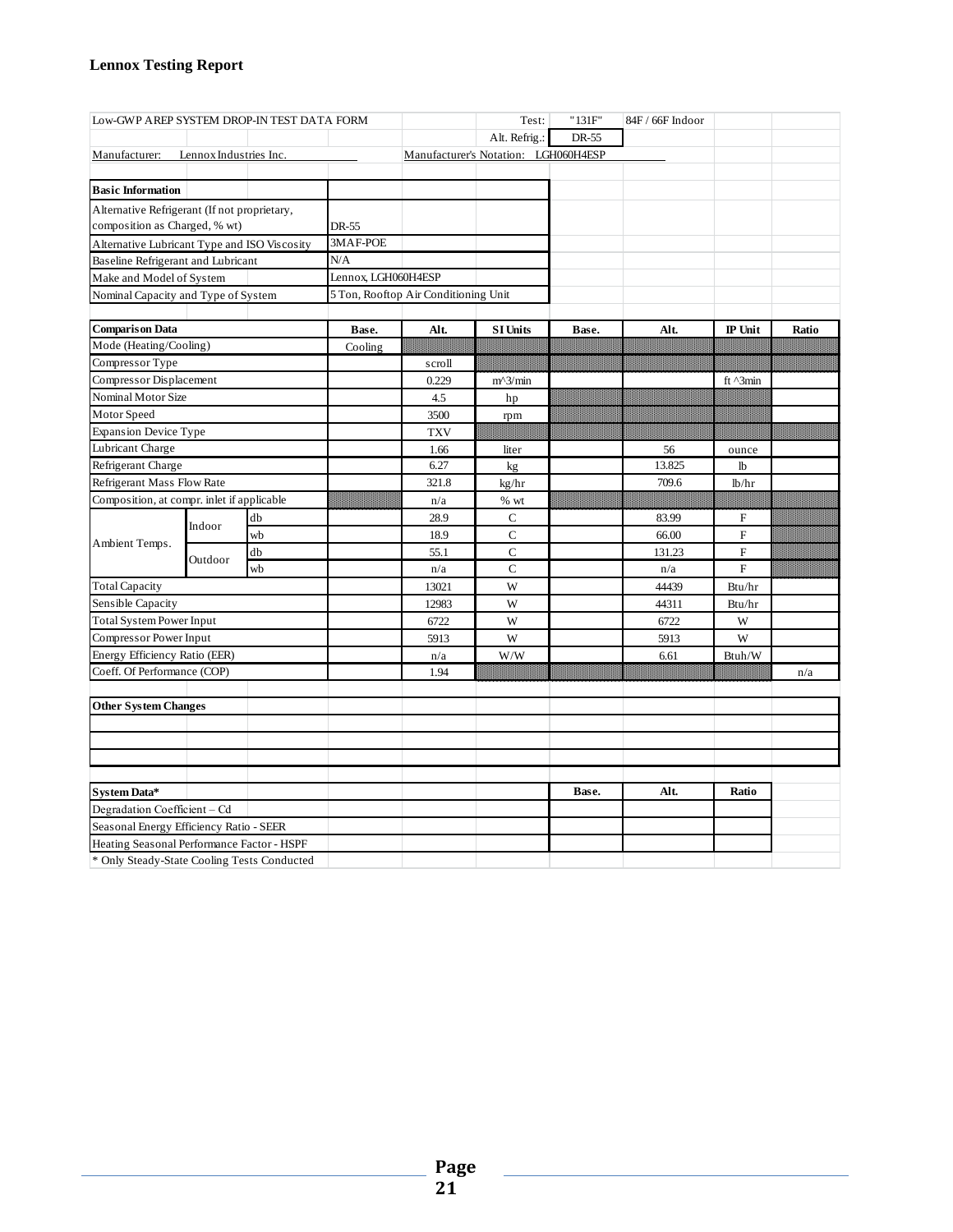**Lennox Testing Report**

| | | | | | | | | | |
|---|---|---|---|---|---|---|---|---|---|
| Low-GWP AREP SYSTEM DROP-IN TEST DATA FORM | | | | | Test: | "131F" | 84F / 66F Indoor | | |
| | | | | | Alt. Refrig.: | DR-55 | | | |
| Manufacturer: Lennox Industries Inc. | | | | Manufacturer's Notation: LGH060H4ESP | | | | | |

| | | |
|---|---|---|
| **Basic Information** | | |
| Alternative Refrigerant (If not proprietary, composition as Charged, % wt) | DR-55 | |
| Alternative Lubricant Type and ISO Viscosity | 3MAF-POE | |
| Baseline Refrigerant and Lubricant | N/A | |
| Make and Model of System | Lennox, LGH060H4ESP | |
| Nominal Capacity and Type of System | 5 Ton, Rooftop Air Conditioning Unit | |

| **Comparison Data** | | | **Base.** | **Alt.** | **SI Units** | **Base.** | **Alt.** | **IP Unit** | **Ratio** |
|---|---|---|---|---|---|---|---|---|---|
| Mode (Heating/Cooling) | | | Cooling | | | | | | |
| Compressor Type | | | | scroll | | | | | |
| Compressor Displacement | | | | 0.229 | m^3/min | | | ft ^3min | |
| Nominal Motor Size | | | | 4.5 | hp | | | | |
| Motor Speed | | | | 3500 | rpm | | | | |
| Expansion Device Type | | | | TXV | | | | | |
| Lubricant Charge | | | | 1.66 | liter | | 56 | ounce | |
| Refrigerant Charge | | | | 6.27 | kg | | 13.825 | lb | |
| Refrigerant Mass Flow Rate | | | | 321.8 | kg/hr | | 709.6 | lb/hr | |
| Composition, at compr. inlet if applicable | | | | n/a | % wt | | | | |
| Ambient Temps. | Indoor | db | | 28.9 | C | | 83.99 | F | |
| | | wb | | 18.9 | C | | 66.00 | F | |
| | Outdoor | db | | 55.1 | C | | 131.23 | F | |
| | | wb | | n/a | C | | n/a | F | |
| Total Capacity | | | | 13021 | W | | 44439 | Btu/hr | |
| Sensible Capacity | | | | 12983 | W | | 44311 | Btu/hr | |
| Total System Power Input | | | | 6722 | W | | 6722 | W | |
| Compressor Power Input | | | | 5913 | W | | 5913 | W | |
| Energy Efficiency Ratio (EER) | | | | n/a | W/W | | 6.61 | Btuh/W | |
| Coeff. Of Performance (COP) | | | | 1.94 | | | | | n/a |

| |
|---|
| **Other System Changes** |
| |
| |
| |

| **System Data*** | **Base.** | **Alt.** | **Ratio** |
|---|---|---|---|
| Degradation Coefficient – Cd | | | |
| Seasonal Energy Efficiency Ratio - SEER | | | |
| Heating Seasonal Performance Factor - HSPF | | | |

\* Only Steady-State Cooling Tests Conducted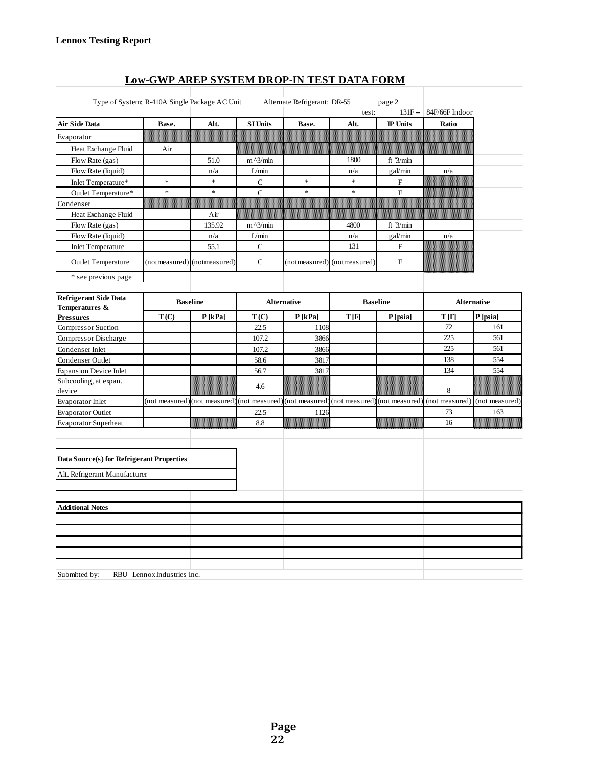## Low-GWP AREP SYSTEM DROP-IN TEST DATA FORM

Type of System: R-410A Single Package AC Unit    Alternate Refrigerant: DR-55    page 2

test: 131F -- 84F/66F Indoor

| Air Side Data | Base. | Alt. | SI Units | Base. | Alt. | IP Units | Ratio |
|---|---|---|---|---|---|---|---|
| Evaporator | | | | | | | |
| Heat Exchange Fluid | Air | | | | | | |
| Flow Rate (gas) | | 51.0 | m^3/min | | 1800 | ft^3/min | |
| Flow Rate (liquid) | | n/a | L/min | | n/a | gal/min | n/a |
| Inlet Temperature* | * | * | C | * | * | F | |
| Outlet Temperature* | * | * | C | * | * | F | |
| Condenser | | | | | | | |
| Heat Exchange Fluid | | Air | | | | | |
| Flow Rate (gas) | | 135.92 | m^3/min | | 4800 | ft^3/min | |
| Flow Rate (liquid) | | n/a | L/min | | n/a | gal/min | n/a |
| Inlet Temperature | | 55.1 | C | | 131 | F | |
| Outlet Temperature | (notmeasured) | (notmeasured) | C | (notmeasured) | (notmeasured) | F | |
| * see previous page | | | | | | | |

| Refrigerant Side Data Temperatures & Pressures | Baseline | | Alternative | | Baseline | | Alternative | |
|---|---|---|---|---|---|---|---|---|
| | T (C) | P [kPa] | T (C) | P [kPa] | T [F] | P [psia] | T [F] | P [psia] |
| Compressor Suction | | | 22.5 | 1108 | | | 72 | 161 |
| Compressor Discharge | | | 107.2 | 3866 | | | 225 | 561 |
| Condenser Inlet | | | 107.2 | 3866 | | | 225 | 561 |
| Condenser Outlet | | | 58.6 | 3817 | | | 138 | 554 |
| Expansion Device Inlet | | | 56.7 | 3817 | | | 134 | 554 |
| Subcooling, at expan. device | | | 4.6 | | | | 8 | |
| Evaporator Inlet | (not measured) | (not measured) | (not measured) | (not measured) | (not measured) | (not measured) | (not measured) | (not measured) |
| Evaporator Outlet | | | 22.5 | 1126 | | | 73 | 163 |
| Evaporator Superheat | | | 8.8 | | | | 16 | |

**Data Source(s) for Refrigerant Properties**

Alt. Refrigerant Manufacturer

**Additional Notes**

Submitted by: RBU Lennox Industries Inc.